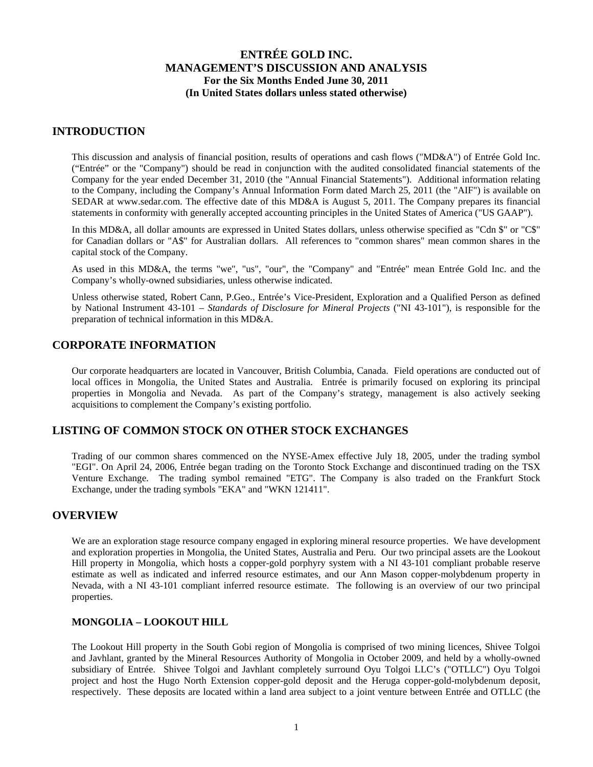# ENTRÉE GOLD INC.
# MANAGEMENT'S DISCUSSION AND ANALYSIS
**For the Six Months Ended June 30, 2011**
**(In United States dollars unless stated otherwise)**

## INTRODUCTION

This discussion and analysis of financial position, results of operations and cash flows ("MD&A") of Entrée Gold Inc. ("Entrée" or the "Company") should be read in conjunction with the audited consolidated financial statements of the Company for the year ended December 31, 2010 (the "Annual Financial Statements"). Additional information relating to the Company, including the Company's Annual Information Form dated March 25, 2011 (the "AIF") is available on SEDAR at www.sedar.com. The effective date of this MD&A is August 5, 2011. The Company prepares its financial statements in conformity with generally accepted accounting principles in the United States of America ("US GAAP").

In this MD&A, all dollar amounts are expressed in United States dollars, unless otherwise specified as "Cdn $" or "C$" for Canadian dollars or "A$" for Australian dollars. All references to "common shares" mean common shares in the capital stock of the Company.

As used in this MD&A, the terms "we", "us", "our", the "Company" and "Entrée" mean Entrée Gold Inc. and the Company's wholly-owned subsidiaries, unless otherwise indicated.

Unless otherwise stated, Robert Cann, P.Geo., Entrée's Vice-President, Exploration and a Qualified Person as defined by National Instrument 43-101 – *Standards of Disclosure for Mineral Projects* ("NI 43-101"), is responsible for the preparation of technical information in this MD&A.

## CORPORATE INFORMATION

Our corporate headquarters are located in Vancouver, British Columbia, Canada. Field operations are conducted out of local offices in Mongolia, the United States and Australia. Entrée is primarily focused on exploring its principal properties in Mongolia and Nevada. As part of the Company's strategy, management is also actively seeking acquisitions to complement the Company's existing portfolio.

## LISTING OF COMMON STOCK ON OTHER STOCK EXCHANGES

Trading of our common shares commenced on the NYSE-Amex effective July 18, 2005, under the trading symbol "EGI". On April 24, 2006, Entrée began trading on the Toronto Stock Exchange and discontinued trading on the TSX Venture Exchange. The trading symbol remained "ETG". The Company is also traded on the Frankfurt Stock Exchange, under the trading symbols "EKA" and "WKN 121411".

## OVERVIEW

We are an exploration stage resource company engaged in exploring mineral resource properties. We have development and exploration properties in Mongolia, the United States, Australia and Peru. Our two principal assets are the Lookout Hill property in Mongolia, which hosts a copper-gold porphyry system with a NI 43-101 compliant probable reserve estimate as well as indicated and inferred resource estimates, and our Ann Mason copper-molybdenum property in Nevada, with a NI 43-101 compliant inferred resource estimate. The following is an overview of our two principal properties.

### MONGOLIA – LOOKOUT HILL

The Lookout Hill property in the South Gobi region of Mongolia is comprised of two mining licences, Shivee Tolgoi and Javhlant, granted by the Mineral Resources Authority of Mongolia in October 2009, and held by a wholly-owned subsidiary of Entrée. Shivee Tolgoi and Javhlant completely surround Oyu Tolgoi LLC's ("OTLLC") Oyu Tolgoi project and host the Hugo North Extension copper-gold deposit and the Heruga copper-gold-molybdenum deposit, respectively. These deposits are located within a land area subject to a joint venture between Entrée and OTLLC (the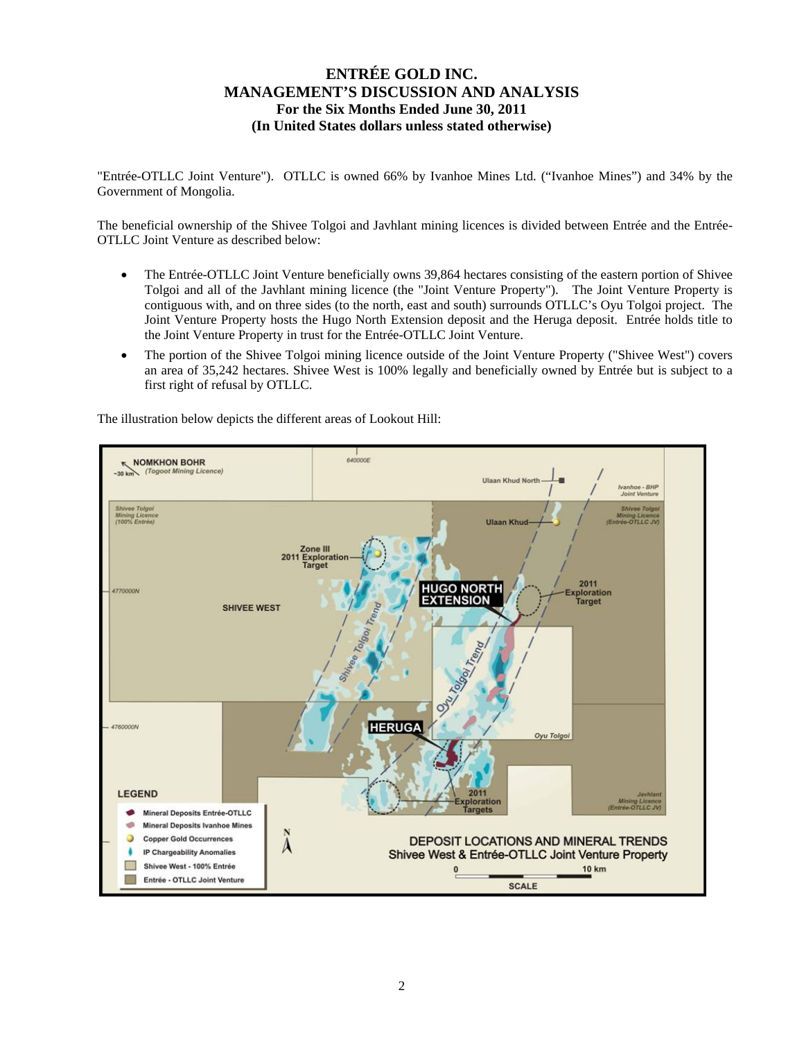"Entrée-OTLLC Joint Venture"). OTLLC is owned 66% by Ivanhoe Mines Ltd. ("Ivanhoe Mines") and 34% by the Government of Mongolia.

The beneficial ownership of the Shivee Tolgoi and Javhlant mining licences is divided between Entrée and the Entrée-OTLLC Joint Venture as described below:

- The Entrée-OTLLC Joint Venture beneficially owns 39,864 hectares consisting of the eastern portion of Shivee Tolgoi and all of the Javhlant mining licence (the "Joint Venture Property"). The Joint Venture Property is contiguous with, and on three sides (to the north, east and south) surrounds OTLLC's Oyu Tolgoi project. The Joint Venture Property hosts the Hugo North Extension deposit and the Heruga deposit. Entrée holds title to the Joint Venture Property in trust for the Entrée-OTLLC Joint Venture.
- The portion of the Shivee Tolgoi mining licence outside of the Joint Venture Property ("Shivee West") covers an area of 35,242 hectares. Shivee West is 100% legally and beneficially owned by Entrée but is subject to a first right of refusal by OTLLC.

The illustration below depicts the different areas of Lookout Hill: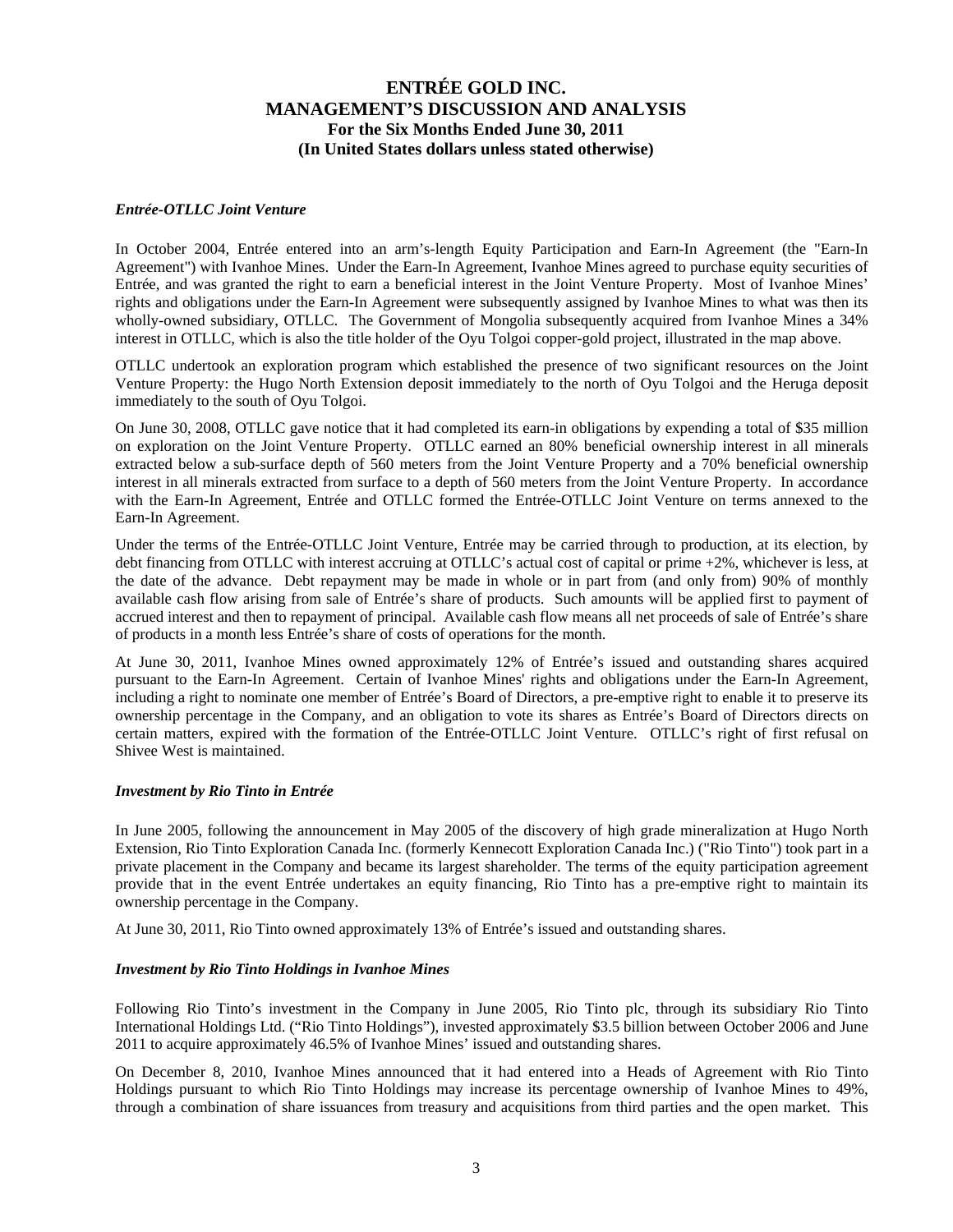### *Entrée-OTLLC Joint Venture*

In October 2004, Entrée entered into an arm's-length Equity Participation and Earn-In Agreement (the "Earn-In Agreement") with Ivanhoe Mines. Under the Earn-In Agreement, Ivanhoe Mines agreed to purchase equity securities of Entrée, and was granted the right to earn a beneficial interest in the Joint Venture Property. Most of Ivanhoe Mines' rights and obligations under the Earn-In Agreement were subsequently assigned by Ivanhoe Mines to what was then its wholly-owned subsidiary, OTLLC. The Government of Mongolia subsequently acquired from Ivanhoe Mines a 34% interest in OTLLC, which is also the title holder of the Oyu Tolgoi copper-gold project, illustrated in the map above.

OTLLC undertook an exploration program which established the presence of two significant resources on the Joint Venture Property: the Hugo North Extension deposit immediately to the north of Oyu Tolgoi and the Heruga deposit immediately to the south of Oyu Tolgoi.

On June 30, 2008, OTLLC gave notice that it had completed its earn-in obligations by expending a total of $35 million on exploration on the Joint Venture Property. OTLLC earned an 80% beneficial ownership interest in all minerals extracted below a sub-surface depth of 560 meters from the Joint Venture Property and a 70% beneficial ownership interest in all minerals extracted from surface to a depth of 560 meters from the Joint Venture Property. In accordance with the Earn-In Agreement, Entrée and OTLLC formed the Entrée-OTLLC Joint Venture on terms annexed to the Earn-In Agreement.

Under the terms of the Entrée-OTLLC Joint Venture, Entrée may be carried through to production, at its election, by debt financing from OTLLC with interest accruing at OTLLC's actual cost of capital or prime +2%, whichever is less, at the date of the advance. Debt repayment may be made in whole or in part from (and only from) 90% of monthly available cash flow arising from sale of Entrée's share of products. Such amounts will be applied first to payment of accrued interest and then to repayment of principal. Available cash flow means all net proceeds of sale of Entrée's share of products in a month less Entrée's share of costs of operations for the month.

At June 30, 2011, Ivanhoe Mines owned approximately 12% of Entrée's issued and outstanding shares acquired pursuant to the Earn-In Agreement. Certain of Ivanhoe Mines' rights and obligations under the Earn-In Agreement, including a right to nominate one member of Entrée's Board of Directors, a pre-emptive right to enable it to preserve its ownership percentage in the Company, and an obligation to vote its shares as Entrée's Board of Directors directs on certain matters, expired with the formation of the Entrée-OTLLC Joint Venture. OTLLC's right of first refusal on Shivee West is maintained.

### *Investment by Rio Tinto in Entrée*

In June 2005, following the announcement in May 2005 of the discovery of high grade mineralization at Hugo North Extension, Rio Tinto Exploration Canada Inc. (formerly Kennecott Exploration Canada Inc.) ("Rio Tinto") took part in a private placement in the Company and became its largest shareholder. The terms of the equity participation agreement provide that in the event Entrée undertakes an equity financing, Rio Tinto has a pre-emptive right to maintain its ownership percentage in the Company.

At June 30, 2011, Rio Tinto owned approximately 13% of Entrée's issued and outstanding shares.

### *Investment by Rio Tinto Holdings in Ivanhoe Mines*

Following Rio Tinto's investment in the Company in June 2005, Rio Tinto plc, through its subsidiary Rio Tinto International Holdings Ltd. ("Rio Tinto Holdings"), invested approximately $3.5 billion between October 2006 and June 2011 to acquire approximately 46.5% of Ivanhoe Mines' issued and outstanding shares.

On December 8, 2010, Ivanhoe Mines announced that it had entered into a Heads of Agreement with Rio Tinto Holdings pursuant to which Rio Tinto Holdings may increase its percentage ownership of Ivanhoe Mines to 49%, through a combination of share issuances from treasury and acquisitions from third parties and the open market. This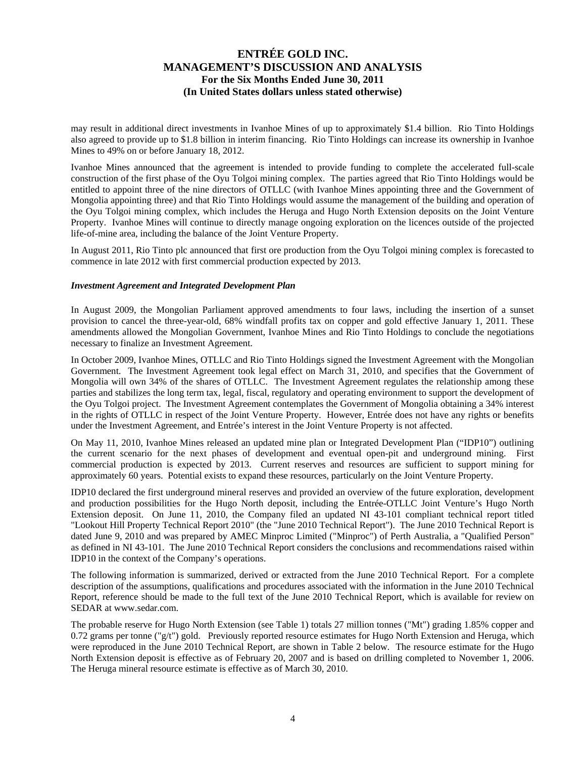may result in additional direct investments in Ivanhoe Mines of up to approximately $1.4 billion. Rio Tinto Holdings also agreed to provide up to $1.8 billion in interim financing. Rio Tinto Holdings can increase its ownership in Ivanhoe Mines to 49% on or before January 18, 2012.

Ivanhoe Mines announced that the agreement is intended to provide funding to complete the accelerated full-scale construction of the first phase of the Oyu Tolgoi mining complex. The parties agreed that Rio Tinto Holdings would be entitled to appoint three of the nine directors of OTLLC (with Ivanhoe Mines appointing three and the Government of Mongolia appointing three) and that Rio Tinto Holdings would assume the management of the building and operation of the Oyu Tolgoi mining complex, which includes the Heruga and Hugo North Extension deposits on the Joint Venture Property. Ivanhoe Mines will continue to directly manage ongoing exploration on the licences outside of the projected life-of-mine area, including the balance of the Joint Venture Property.

In August 2011, Rio Tinto plc announced that first ore production from the Oyu Tolgoi mining complex is forecasted to commence in late 2012 with first commercial production expected by 2013.

### *Investment Agreement and Integrated Development Plan*

In August 2009, the Mongolian Parliament approved amendments to four laws, including the insertion of a sunset provision to cancel the three-year-old, 68% windfall profits tax on copper and gold effective January 1, 2011. These amendments allowed the Mongolian Government, Ivanhoe Mines and Rio Tinto Holdings to conclude the negotiations necessary to finalize an Investment Agreement.

In October 2009, Ivanhoe Mines, OTLLC and Rio Tinto Holdings signed the Investment Agreement with the Mongolian Government. The Investment Agreement took legal effect on March 31, 2010, and specifies that the Government of Mongolia will own 34% of the shares of OTLLC. The Investment Agreement regulates the relationship among these parties and stabilizes the long term tax, legal, fiscal, regulatory and operating environment to support the development of the Oyu Tolgoi project. The Investment Agreement contemplates the Government of Mongolia obtaining a 34% interest in the rights of OTLLC in respect of the Joint Venture Property. However, Entrée does not have any rights or benefits under the Investment Agreement, and Entrée's interest in the Joint Venture Property is not affected.

On May 11, 2010, Ivanhoe Mines released an updated mine plan or Integrated Development Plan ("IDP10") outlining the current scenario for the next phases of development and eventual open-pit and underground mining. First commercial production is expected by 2013. Current reserves and resources are sufficient to support mining for approximately 60 years. Potential exists to expand these resources, particularly on the Joint Venture Property.

IDP10 declared the first underground mineral reserves and provided an overview of the future exploration, development and production possibilities for the Hugo North deposit, including the Entrée-OTLLC Joint Venture's Hugo North Extension deposit. On June 11, 2010, the Company filed an updated NI 43-101 compliant technical report titled "Lookout Hill Property Technical Report 2010" (the "June 2010 Technical Report"). The June 2010 Technical Report is dated June 9, 2010 and was prepared by AMEC Minproc Limited ("Minproc") of Perth Australia, a "Qualified Person" as defined in NI 43-101. The June 2010 Technical Report considers the conclusions and recommendations raised within IDP10 in the context of the Company's operations.

The following information is summarized, derived or extracted from the June 2010 Technical Report. For a complete description of the assumptions, qualifications and procedures associated with the information in the June 2010 Technical Report, reference should be made to the full text of the June 2010 Technical Report, which is available for review on SEDAR at www.sedar.com.

The probable reserve for Hugo North Extension (see Table 1) totals 27 million tonnes ("Mt") grading 1.85% copper and 0.72 grams per tonne ("g/t") gold. Previously reported resource estimates for Hugo North Extension and Heruga, which were reproduced in the June 2010 Technical Report, are shown in Table 2 below. The resource estimate for the Hugo North Extension deposit is effective as of February 20, 2007 and is based on drilling completed to November 1, 2006. The Heruga mineral resource estimate is effective as of March 30, 2010.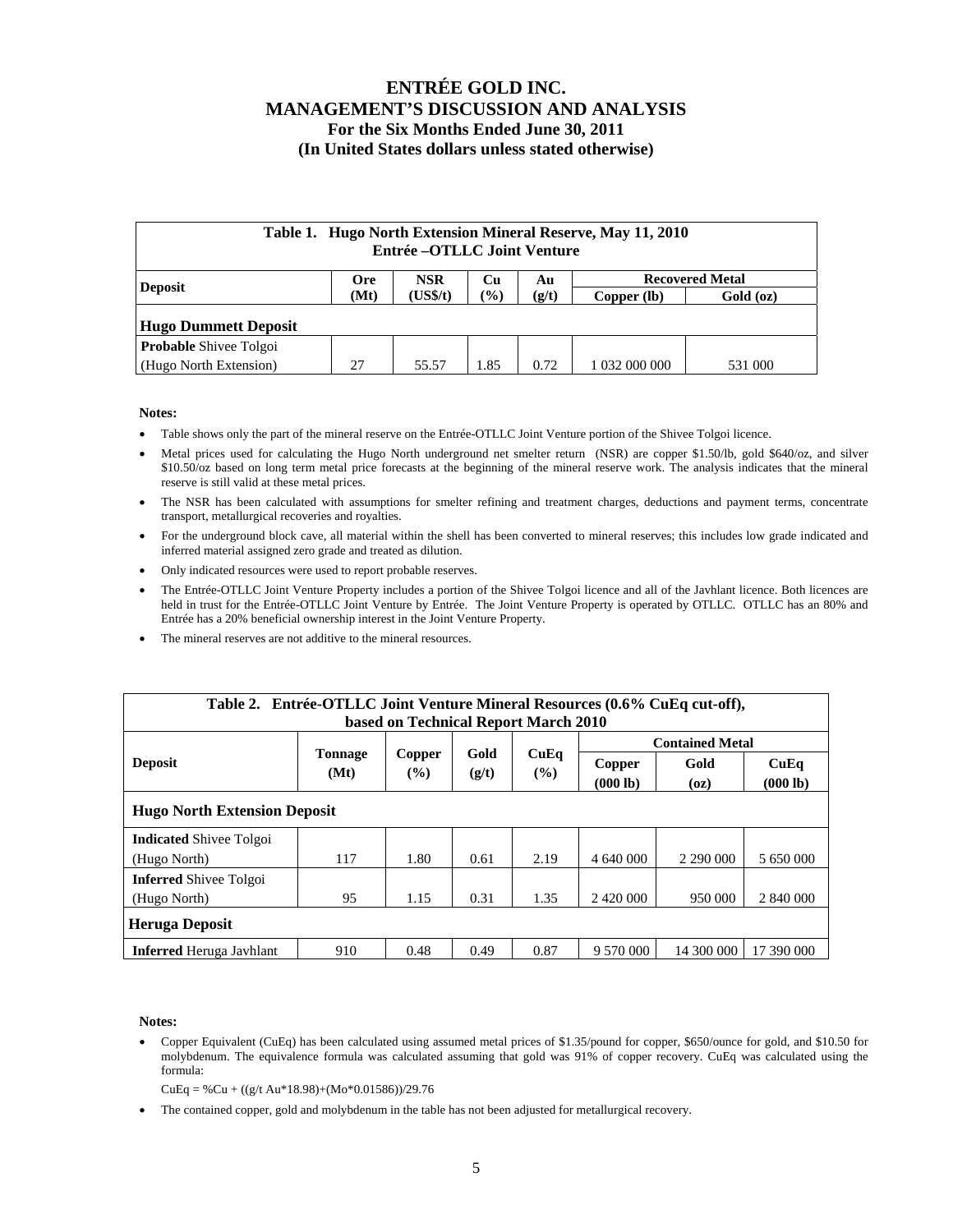# ENTRÉE GOLD INC.
# MANAGEMENT'S DISCUSSION AND ANALYSIS
## For the Six Months Ended June 30, 2011
## (In United States dollars unless stated otherwise)

| Table 1. Hugo North Extension Mineral Reserve, May 11, 2010 Entrée –OTLLC Joint Venture | | | | | | |
|---|---|---|---|---|---|---|
| **Deposit** | **Ore (Mt)** | **NSR (US$/t)** | **Cu (%)** | **Au (g/t)** | **Recovered Metal** | |
| | | | | | **Copper (lb)** | **Gold (oz)** |
| **Hugo Dummett Deposit** | | | | | | |
| **Probable** Shivee Tolgoi (Hugo North Extension) | 27 | 55.57 | 1.85 | 0.72 | 1 032 000 000 | 531 000 |

**Notes:**

- Table shows only the part of the mineral reserve on the Entrée-OTLLC Joint Venture portion of the Shivee Tolgoi licence.
- Metal prices used for calculating the Hugo North underground net smelter return (NSR) are copper $1.50/lb, gold $640/oz, and silver $10.50/oz based on long term metal price forecasts at the beginning of the mineral reserve work. The analysis indicates that the mineral reserve is still valid at these metal prices.
- The NSR has been calculated with assumptions for smelter refining and treatment charges, deductions and payment terms, concentrate transport, metallurgical recoveries and royalties.
- For the underground block cave, all material within the shell has been converted to mineral reserves; this includes low grade indicated and inferred material assigned zero grade and treated as dilution.
- Only indicated resources were used to report probable reserves.
- The Entrée-OTLLC Joint Venture Property includes a portion of the Shivee Tolgoi licence and all of the Javhlant licence. Both licences are held in trust for the Entrée-OTLLC Joint Venture by Entrée. The Joint Venture Property is operated by OTLLC. OTLLC has an 80% and Entrée has a 20% beneficial ownership interest in the Joint Venture Property.
- The mineral reserves are not additive to the mineral resources.

| Table 2. Entrée-OTLLC Joint Venture Mineral Resources (0.6% CuEq cut-off), based on Technical Report March 2010 | | | | | | | |
|---|---|---|---|---|---|---|---|
| **Deposit** | **Tonnage (Mt)** | **Copper (%)** | **Gold (g/t)** | **CuEq (%)** | **Contained Metal** | | |
| | | | | | **Copper (000 lb)** | **Gold (oz)** | **CuEq (000 lb)** |
| **Hugo North Extension Deposit** | | | | | | | |
| **Indicated** Shivee Tolgoi (Hugo North) | 117 | 1.80 | 0.61 | 2.19 | 4 640 000 | 2 290 000 | 5 650 000 |
| **Inferred** Shivee Tolgoi (Hugo North) | 95 | 1.15 | 0.31 | 1.35 | 2 420 000 | 950 000 | 2 840 000 |
| **Heruga Deposit** | | | | | | | |
| **Inferred** Heruga Javhlant | 910 | 0.48 | 0.49 | 0.87 | 9 570 000 | 14 300 000 | 17 390 000 |

**Notes:**

- Copper Equivalent (CuEq) has been calculated using assumed metal prices of $1.35/pound for copper, $650/ounce for gold, and $10.50 for molybdenum. The equivalence formula was calculated assuming that gold was 91% of copper recovery. CuEq was calculated using the formula:

  CuEq = %Cu + ((g/t Au*18.98)+(Mo*0.01586))/29.76

- The contained copper, gold and molybdenum in the table has not been adjusted for metallurgical recovery.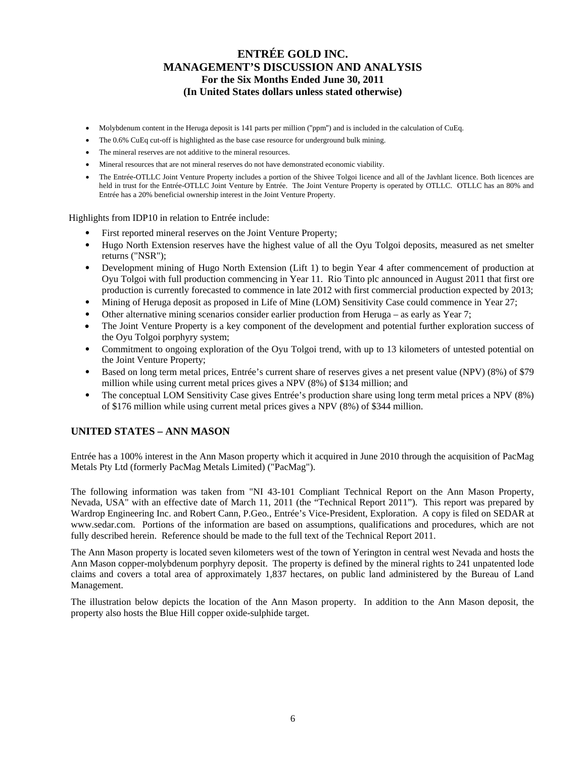- Molybdenum content in the Heruga deposit is 141 parts per million ("ppm") and is included in the calculation of CuEq.
- The 0.6% CuEq cut-off is highlighted as the base case resource for underground bulk mining.
- The mineral reserves are not additive to the mineral resources.
- Mineral resources that are not mineral reserves do not have demonstrated economic viability.
- The Entrée-OTLLC Joint Venture Property includes a portion of the Shivee Tolgoi licence and all of the Javhlant licence. Both licences are held in trust for the Entrée-OTLLC Joint Venture by Entrée. The Joint Venture Property is operated by OTLLC. OTLLC has an 80% and Entrée has a 20% beneficial ownership interest in the Joint Venture Property.

Highlights from IDP10 in relation to Entrée include:

- First reported mineral reserves on the Joint Venture Property;
- Hugo North Extension reserves have the highest value of all the Oyu Tolgoi deposits, measured as net smelter returns ("NSR");
- Development mining of Hugo North Extension (Lift 1) to begin Year 4 after commencement of production at Oyu Tolgoi with full production commencing in Year 11. Rio Tinto plc announced in August 2011 that first ore production is currently forecasted to commence in late 2012 with first commercial production expected by 2013;
- Mining of Heruga deposit as proposed in Life of Mine (LOM) Sensitivity Case could commence in Year 27;
- Other alternative mining scenarios consider earlier production from Heruga – as early as Year 7;
- The Joint Venture Property is a key component of the development and potential further exploration success of the Oyu Tolgoi porphyry system;
- Commitment to ongoing exploration of the Oyu Tolgoi trend, with up to 13 kilometers of untested potential on the Joint Venture Property;
- Based on long term metal prices, Entrée's current share of reserves gives a net present value (NPV) (8%) of $79 million while using current metal prices gives a NPV (8%) of $134 million; and
- The conceptual LOM Sensitivity Case gives Entrée's production share using long term metal prices a NPV (8%) of $176 million while using current metal prices gives a NPV (8%) of $344 million.

## UNITED STATES – ANN MASON

Entrée has a 100% interest in the Ann Mason property which it acquired in June 2010 through the acquisition of PacMag Metals Pty Ltd (formerly PacMag Metals Limited) ("PacMag").

The following information was taken from "NI 43-101 Compliant Technical Report on the Ann Mason Property, Nevada, USA" with an effective date of March 11, 2011 (the "Technical Report 2011"). This report was prepared by Wardrop Engineering Inc. and Robert Cann, P.Geo., Entrée's Vice-President, Exploration. A copy is filed on SEDAR at www.sedar.com. Portions of the information are based on assumptions, qualifications and procedures, which are not fully described herein. Reference should be made to the full text of the Technical Report 2011.

The Ann Mason property is located seven kilometers west of the town of Yerington in central west Nevada and hosts the Ann Mason copper-molybdenum porphyry deposit. The property is defined by the mineral rights to 241 unpatented lode claims and covers a total area of approximately 1,837 hectares, on public land administered by the Bureau of Land Management.

The illustration below depicts the location of the Ann Mason property. In addition to the Ann Mason deposit, the property also hosts the Blue Hill copper oxide-sulphide target.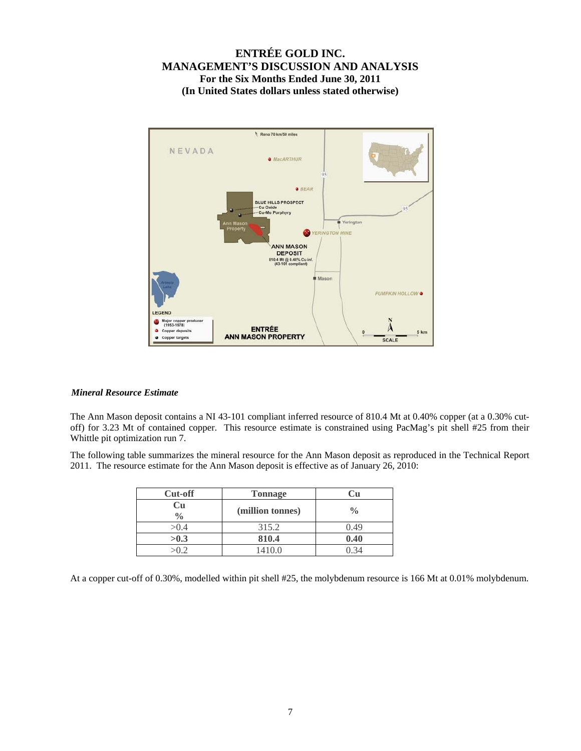### *Mineral Resource Estimate*

The Ann Mason deposit contains a NI 43-101 compliant inferred resource of 810.4 Mt at 0.40% copper (at a 0.30% cut-off) for 3.23 Mt of contained copper. This resource estimate is constrained using PacMag's pit shell #25 from their Whittle pit optimization run 7.

The following table summarizes the mineral resource for the Ann Mason deposit as reproduced in the Technical Report 2011. The resource estimate for the Ann Mason deposit is effective as of January 26, 2010:

| Cut-off | Tonnage | Cu |
|---|---|---|
| **Cu %** | **(million tonnes)** | **%** |
| >0.4 | 315.2 | 0.49 |
| **>0.3** | **810.4** | **0.40** |
| >0.2 | 1410.0 | 0.34 |

At a copper cut-off of 0.30%, modelled within pit shell #25, the molybdenum resource is 166 Mt at 0.01% molybdenum.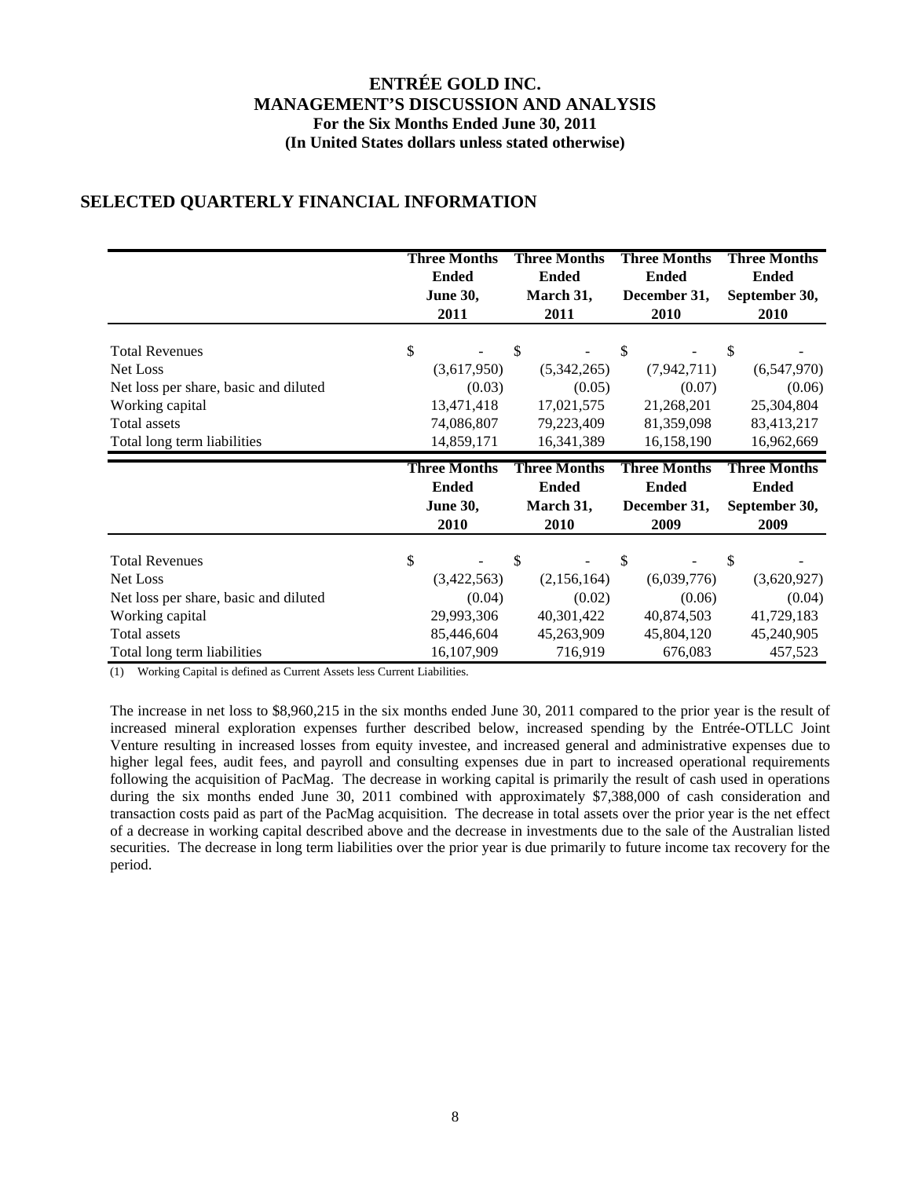## SELECTED QUARTERLY FINANCIAL INFORMATION

| | Three Months Ended June 30, 2011 | Three Months Ended March 31, 2011 | Three Months Ended December 31, 2010 | Three Months Ended September 30, 2010 |
|---|---|---|---|---|
| Total Revenues | $ - | $ - | $ - | $ - |
| Net Loss | (3,617,950) | (5,342,265) | (7,942,711) | (6,547,970) |
| Net loss per share, basic and diluted | (0.03) | (0.05) | (0.07) | (0.06) |
| Working capital | 13,471,418 | 17,021,575 | 21,268,201 | 25,304,804 |
| Total assets | 74,086,807 | 79,223,409 | 81,359,098 | 83,413,217 |
| Total long term liabilities | 14,859,171 | 16,341,389 | 16,158,190 | 16,962,669 |

| | Three Months Ended June 30, 2010 | Three Months Ended March 31, 2010 | Three Months Ended December 31, 2009 | Three Months Ended September 30, 2009 |
|---|---|---|---|---|
| Total Revenues | $ - | $ - | $ - | $ - |
| Net Loss | (3,422,563) | (2,156,164) | (6,039,776) | (3,620,927) |
| Net loss per share, basic and diluted | (0.04) | (0.02) | (0.06) | (0.04) |
| Working capital | 29,993,306 | 40,301,422 | 40,874,503 | 41,729,183 |
| Total assets | 85,446,604 | 45,263,909 | 45,804,120 | 45,240,905 |
| Total long term liabilities | 16,107,909 | 716,919 | 676,083 | 457,523 |

(1) Working Capital is defined as Current Assets less Current Liabilities.

The increase in net loss to $8,960,215 in the six months ended June 30, 2011 compared to the prior year is the result of increased mineral exploration expenses further described below, increased spending by the Entrée-OTLLC Joint Venture resulting in increased losses from equity investee, and increased general and administrative expenses due to higher legal fees, audit fees, and payroll and consulting expenses due in part to increased operational requirements following the acquisition of PacMag. The decrease in working capital is primarily the result of cash used in operations during the six months ended June 30, 2011 combined with approximately $7,388,000 of cash consideration and transaction costs paid as part of the PacMag acquisition. The decrease in total assets over the prior year is the net effect of a decrease in working capital described above and the decrease in investments due to the sale of the Australian listed securities. The decrease in long term liabilities over the prior year is due primarily to future income tax recovery for the period.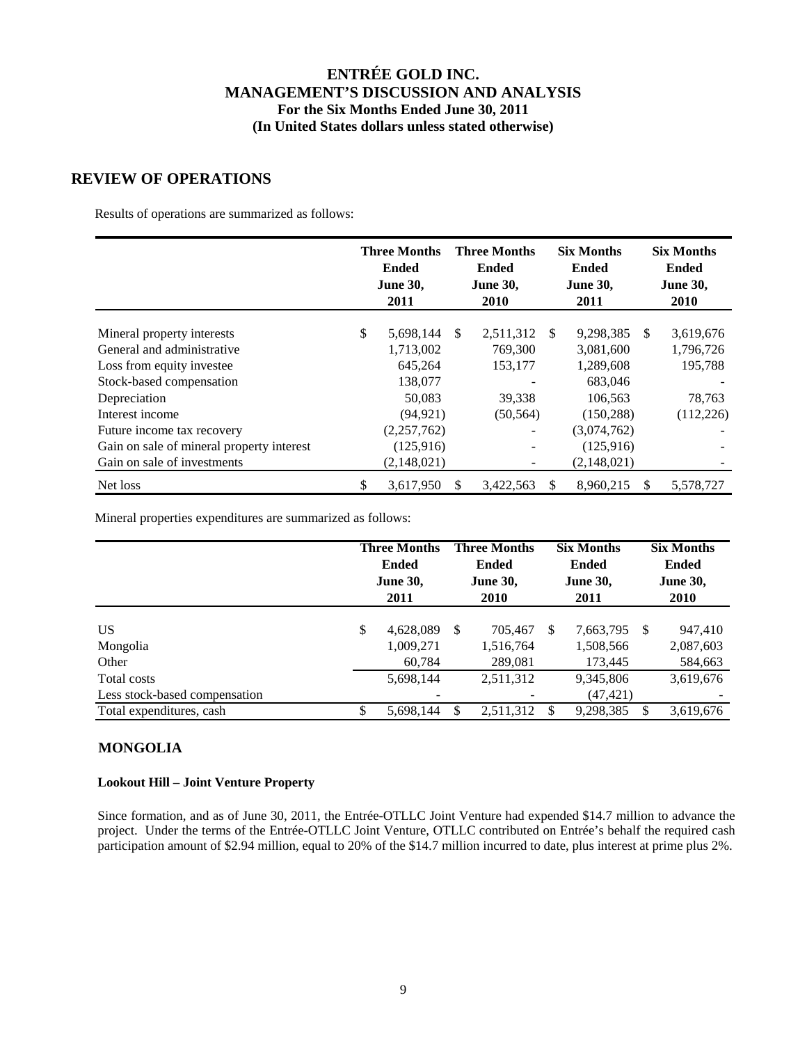# ENTRÉE GOLD INC.
## MANAGEMENT'S DISCUSSION AND ANALYSIS
### For the Six Months Ended June 30, 2011
### (In United States dollars unless stated otherwise)

## REVIEW OF OPERATIONS

Results of operations are summarized as follows:

| | Three Months Ended June 30, 2011 | Three Months Ended June 30, 2010 | Six Months Ended June 30, 2011 | Six Months Ended June 30, 2010 |
|---|---|---|---|---|
| Mineral property interests | $ 5,698,144 | $ 2,511,312 | $ 9,298,385 | $ 3,619,676 |
| General and administrative | 1,713,002 | 769,300 | 3,081,600 | 1,796,726 |
| Loss from equity investee | 645,264 | 153,177 | 1,289,608 | 195,788 |
| Stock-based compensation | 138,077 | - | 683,046 | - |
| Depreciation | 50,083 | 39,338 | 106,563 | 78,763 |
| Interest income | (94,921) | (50,564) | (150,288) | (112,226) |
| Future income tax recovery | (2,257,762) | - | (3,074,762) | - |
| Gain on sale of mineral property interest | (125,916) | - | (125,916) | - |
| Gain on sale of investments | (2,148,021) | - | (2,148,021) | - |
| Net loss | $ 3,617,950 | $ 3,422,563 | $ 8,960,215 | $ 5,578,727 |

Mineral properties expenditures are summarized as follows:

| | Three Months Ended June 30, 2011 | Three Months Ended June 30, 2010 | Six Months Ended June 30, 2011 | Six Months Ended June 30, 2010 |
|---|---|---|---|---|
| US | $ 4,628,089 | $ 705,467 | $ 7,663,795 | $ 947,410 |
| Mongolia | 1,009,271 | 1,516,764 | 1,508,566 | 2,087,603 |
| Other | 60,784 | 289,081 | 173,445 | 584,663 |
| Total costs | 5,698,144 | 2,511,312 | 9,345,806 | 3,619,676 |
| Less stock-based compensation | - | - | (47,421) | - |
| Total expenditures, cash | $ 5,698,144 | $ 2,511,312 | $ 9,298,385 | $ 3,619,676 |

## MONGOLIA

### Lookout Hill – Joint Venture Property

Since formation, and as of June 30, 2011, the Entrée-OTLLC Joint Venture had expended $14.7 million to advance the project. Under the terms of the Entrée-OTLLC Joint Venture, OTLLC contributed on Entrée's behalf the required cash participation amount of $2.94 million, equal to 20% of the $14.7 million incurred to date, plus interest at prime plus 2%.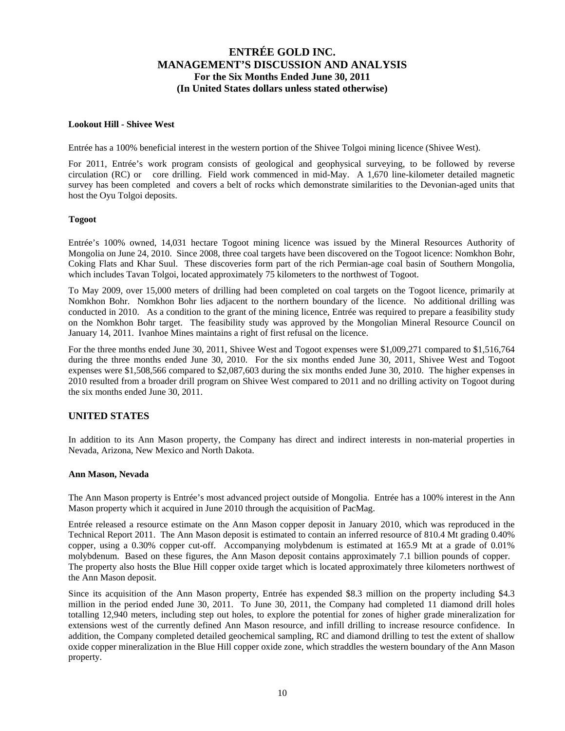#### Lookout Hill - Shivee West

Entrée has a 100% beneficial interest in the western portion of the Shivee Tolgoi mining licence (Shivee West).

For 2011, Entrée's work program consists of geological and geophysical surveying, to be followed by reverse circulation (RC) or core drilling. Field work commenced in mid-May. A 1,670 line-kilometer detailed magnetic survey has been completed and covers a belt of rocks which demonstrate similarities to the Devonian-aged units that host the Oyu Tolgoi deposits.

#### Togoot

Entrée's 100% owned, 14,031 hectare Togoot mining licence was issued by the Mineral Resources Authority of Mongolia on June 24, 2010. Since 2008, three coal targets have been discovered on the Togoot licence: Nomkhon Bohr, Coking Flats and Khar Suul. These discoveries form part of the rich Permian-age coal basin of Southern Mongolia, which includes Tavan Tolgoi, located approximately 75 kilometers to the northwest of Togoot.

To May 2009, over 15,000 meters of drilling had been completed on coal targets on the Togoot licence, primarily at Nomkhon Bohr. Nomkhon Bohr lies adjacent to the northern boundary of the licence. No additional drilling was conducted in 2010. As a condition to the grant of the mining licence, Entrée was required to prepare a feasibility study on the Nomkhon Bohr target. The feasibility study was approved by the Mongolian Mineral Resource Council on January 14, 2011. Ivanhoe Mines maintains a right of first refusal on the licence.

For the three months ended June 30, 2011, Shivee West and Togoot expenses were $1,009,271 compared to $1,516,764 during the three months ended June 30, 2010. For the six months ended June 30, 2011, Shivee West and Togoot expenses were $1,508,566 compared to $2,087,603 during the six months ended June 30, 2010. The higher expenses in 2010 resulted from a broader drill program on Shivee West compared to 2011 and no drilling activity on Togoot during the six months ended June 30, 2011.

## UNITED STATES

In addition to its Ann Mason property, the Company has direct and indirect interests in non-material properties in Nevada, Arizona, New Mexico and North Dakota.

#### Ann Mason, Nevada

The Ann Mason property is Entrée's most advanced project outside of Mongolia. Entrée has a 100% interest in the Ann Mason property which it acquired in June 2010 through the acquisition of PacMag.

Entrée released a resource estimate on the Ann Mason copper deposit in January 2010, which was reproduced in the Technical Report 2011. The Ann Mason deposit is estimated to contain an inferred resource of 810.4 Mt grading 0.40% copper, using a 0.30% copper cut-off. Accompanying molybdenum is estimated at 165.9 Mt at a grade of 0.01% molybdenum. Based on these figures, the Ann Mason deposit contains approximately 7.1 billion pounds of copper. The property also hosts the Blue Hill copper oxide target which is located approximately three kilometers northwest of the Ann Mason deposit.

Since its acquisition of the Ann Mason property, Entrée has expended $8.3 million on the property including $4.3 million in the period ended June 30, 2011. To June 30, 2011, the Company had completed 11 diamond drill holes totalling 12,940 meters, including step out holes, to explore the potential for zones of higher grade mineralization for extensions west of the currently defined Ann Mason resource, and infill drilling to increase resource confidence. In addition, the Company completed detailed geochemical sampling, RC and diamond drilling to test the extent of shallow oxide copper mineralization in the Blue Hill copper oxide zone, which straddles the western boundary of the Ann Mason property.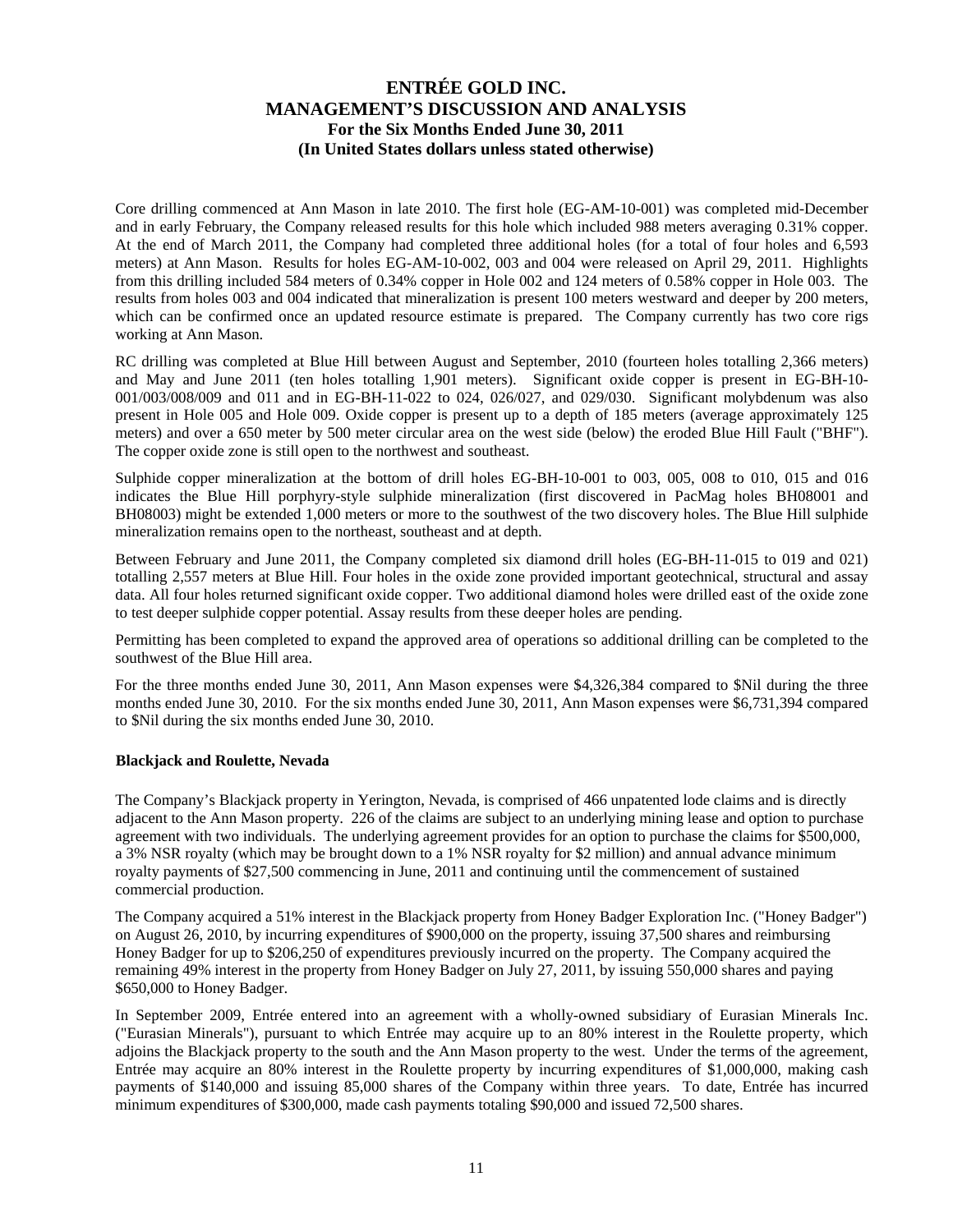Core drilling commenced at Ann Mason in late 2010. The first hole (EG-AM-10-001) was completed mid-December and in early February, the Company released results for this hole which included 988 meters averaging 0.31% copper. At the end of March 2011, the Company had completed three additional holes (for a total of four holes and 6,593 meters) at Ann Mason. Results for holes EG-AM-10-002, 003 and 004 were released on April 29, 2011. Highlights from this drilling included 584 meters of 0.34% copper in Hole 002 and 124 meters of 0.58% copper in Hole 003. The results from holes 003 and 004 indicated that mineralization is present 100 meters westward and deeper by 200 meters, which can be confirmed once an updated resource estimate is prepared. The Company currently has two core rigs working at Ann Mason.

RC drilling was completed at Blue Hill between August and September, 2010 (fourteen holes totalling 2,366 meters) and May and June 2011 (ten holes totalling 1,901 meters). Significant oxide copper is present in EG-BH-10-001/003/008/009 and 011 and in EG-BH-11-022 to 024, 026/027, and 029/030. Significant molybdenum was also present in Hole 005 and Hole 009. Oxide copper is present up to a depth of 185 meters (average approximately 125 meters) and over a 650 meter by 500 meter circular area on the west side (below) the eroded Blue Hill Fault ("BHF"). The copper oxide zone is still open to the northwest and southeast.

Sulphide copper mineralization at the bottom of drill holes EG-BH-10-001 to 003, 005, 008 to 010, 015 and 016 indicates the Blue Hill porphyry-style sulphide mineralization (first discovered in PacMag holes BH08001 and BH08003) might be extended 1,000 meters or more to the southwest of the two discovery holes. The Blue Hill sulphide mineralization remains open to the northeast, southeast and at depth.

Between February and June 2011, the Company completed six diamond drill holes (EG-BH-11-015 to 019 and 021) totalling 2,557 meters at Blue Hill. Four holes in the oxide zone provided important geotechnical, structural and assay data. All four holes returned significant oxide copper. Two additional diamond holes were drilled east of the oxide zone to test deeper sulphide copper potential. Assay results from these deeper holes are pending.

Permitting has been completed to expand the approved area of operations so additional drilling can be completed to the southwest of the Blue Hill area.

For the three months ended June 30, 2011, Ann Mason expenses were $4,326,384 compared to $Nil during the three months ended June 30, 2010. For the six months ended June 30, 2011, Ann Mason expenses were $6,731,394 compared to $Nil during the six months ended June 30, 2010.

### Blackjack and Roulette, Nevada

The Company's Blackjack property in Yerington, Nevada, is comprised of 466 unpatented lode claims and is directly adjacent to the Ann Mason property. 226 of the claims are subject to an underlying mining lease and option to purchase agreement with two individuals. The underlying agreement provides for an option to purchase the claims for $500,000, a 3% NSR royalty (which may be brought down to a 1% NSR royalty for $2 million) and annual advance minimum royalty payments of $27,500 commencing in June, 2011 and continuing until the commencement of sustained commercial production.

The Company acquired a 51% interest in the Blackjack property from Honey Badger Exploration Inc. ("Honey Badger") on August 26, 2010, by incurring expenditures of $900,000 on the property, issuing 37,500 shares and reimbursing Honey Badger for up to $206,250 of expenditures previously incurred on the property. The Company acquired the remaining 49% interest in the property from Honey Badger on July 27, 2011, by issuing 550,000 shares and paying $650,000 to Honey Badger.

In September 2009, Entrée entered into an agreement with a wholly-owned subsidiary of Eurasian Minerals Inc. ("Eurasian Minerals"), pursuant to which Entrée may acquire up to an 80% interest in the Roulette property, which adjoins the Blackjack property to the south and the Ann Mason property to the west. Under the terms of the agreement, Entrée may acquire an 80% interest in the Roulette property by incurring expenditures of $1,000,000, making cash payments of $140,000 and issuing 85,000 shares of the Company within three years. To date, Entrée has incurred minimum expenditures of $300,000, made cash payments totaling $90,000 and issued 72,500 shares.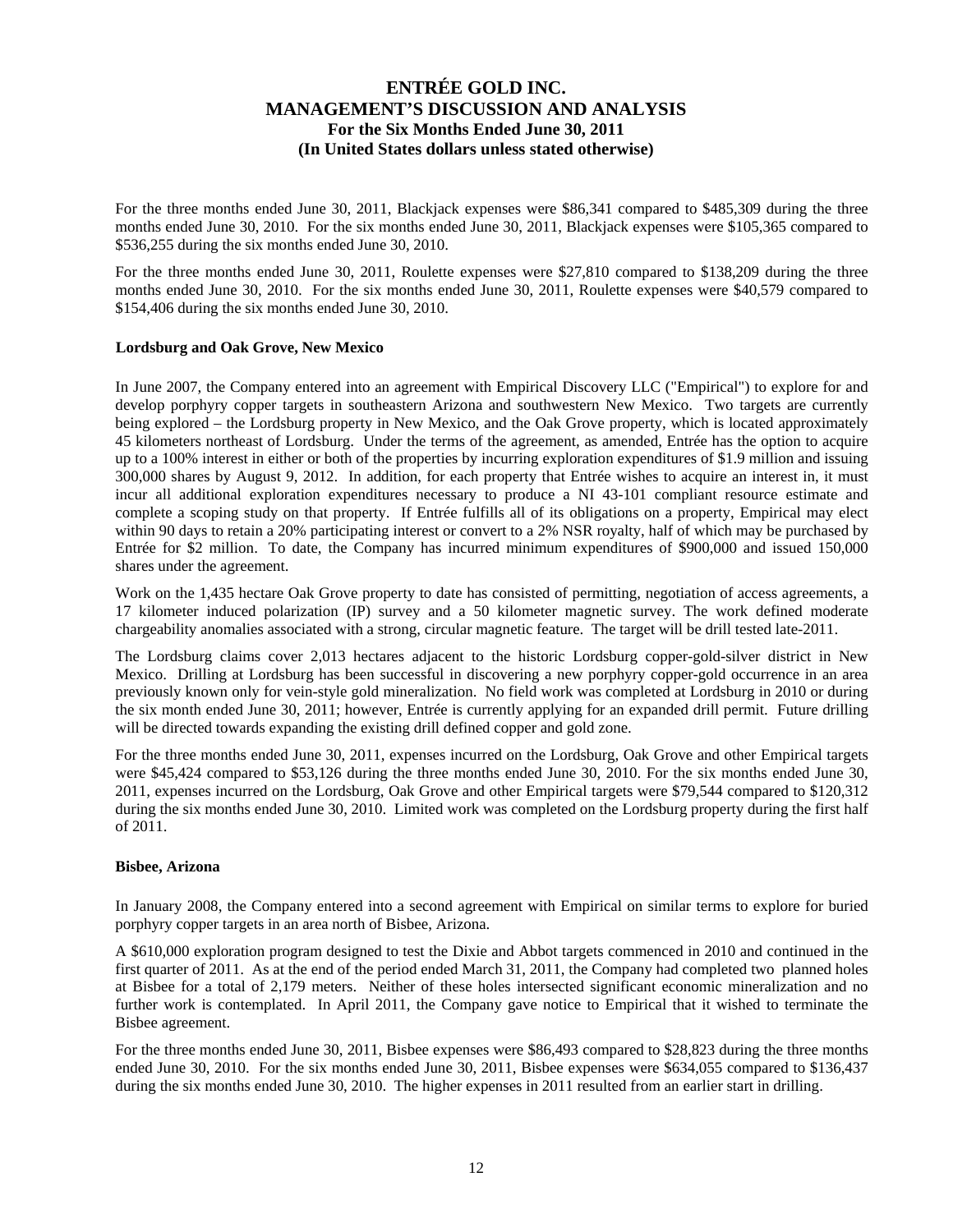For the three months ended June 30, 2011, Blackjack expenses were $86,341 compared to $485,309 during the three months ended June 30, 2010. For the six months ended June 30, 2011, Blackjack expenses were $105,365 compared to $536,255 during the six months ended June 30, 2010.

For the three months ended June 30, 2011, Roulette expenses were $27,810 compared to $138,209 during the three months ended June 30, 2010. For the six months ended June 30, 2011, Roulette expenses were $40,579 compared to $154,406 during the six months ended June 30, 2010.

**Lordsburg and Oak Grove, New Mexico**

In June 2007, the Company entered into an agreement with Empirical Discovery LLC ("Empirical") to explore for and develop porphyry copper targets in southeastern Arizona and southwestern New Mexico. Two targets are currently being explored – the Lordsburg property in New Mexico, and the Oak Grove property, which is located approximately 45 kilometers northeast of Lordsburg. Under the terms of the agreement, as amended, Entrée has the option to acquire up to a 100% interest in either or both of the properties by incurring exploration expenditures of $1.9 million and issuing 300,000 shares by August 9, 2012. In addition, for each property that Entrée wishes to acquire an interest in, it must incur all additional exploration expenditures necessary to produce a NI 43-101 compliant resource estimate and complete a scoping study on that property. If Entrée fulfills all of its obligations on a property, Empirical may elect within 90 days to retain a 20% participating interest or convert to a 2% NSR royalty, half of which may be purchased by Entrée for $2 million. To date, the Company has incurred minimum expenditures of $900,000 and issued 150,000 shares under the agreement.

Work on the 1,435 hectare Oak Grove property to date has consisted of permitting, negotiation of access agreements, a 17 kilometer induced polarization (IP) survey and a 50 kilometer magnetic survey. The work defined moderate chargeability anomalies associated with a strong, circular magnetic feature. The target will be drill tested late-2011.

The Lordsburg claims cover 2,013 hectares adjacent to the historic Lordsburg copper-gold-silver district in New Mexico. Drilling at Lordsburg has been successful in discovering a new porphyry copper-gold occurrence in an area previously known only for vein-style gold mineralization. No field work was completed at Lordsburg in 2010 or during the six month ended June 30, 2011; however, Entrée is currently applying for an expanded drill permit. Future drilling will be directed towards expanding the existing drill defined copper and gold zone.

For the three months ended June 30, 2011, expenses incurred on the Lordsburg, Oak Grove and other Empirical targets were $45,424 compared to $53,126 during the three months ended June 30, 2010. For the six months ended June 30, 2011, expenses incurred on the Lordsburg, Oak Grove and other Empirical targets were $79,544 compared to $120,312 during the six months ended June 30, 2010. Limited work was completed on the Lordsburg property during the first half of 2011.

**Bisbee, Arizona**

In January 2008, the Company entered into a second agreement with Empirical on similar terms to explore for buried porphyry copper targets in an area north of Bisbee, Arizona.

A $610,000 exploration program designed to test the Dixie and Abbot targets commenced in 2010 and continued in the first quarter of 2011. As at the end of the period ended March 31, 2011, the Company had completed two planned holes at Bisbee for a total of 2,179 meters. Neither of these holes intersected significant economic mineralization and no further work is contemplated. In April 2011, the Company gave notice to Empirical that it wished to terminate the Bisbee agreement.

For the three months ended June 30, 2011, Bisbee expenses were $86,493 compared to $28,823 during the three months ended June 30, 2010. For the six months ended June 30, 2011, Bisbee expenses were $634,055 compared to $136,437 during the six months ended June 30, 2010. The higher expenses in 2011 resulted from an earlier start in drilling.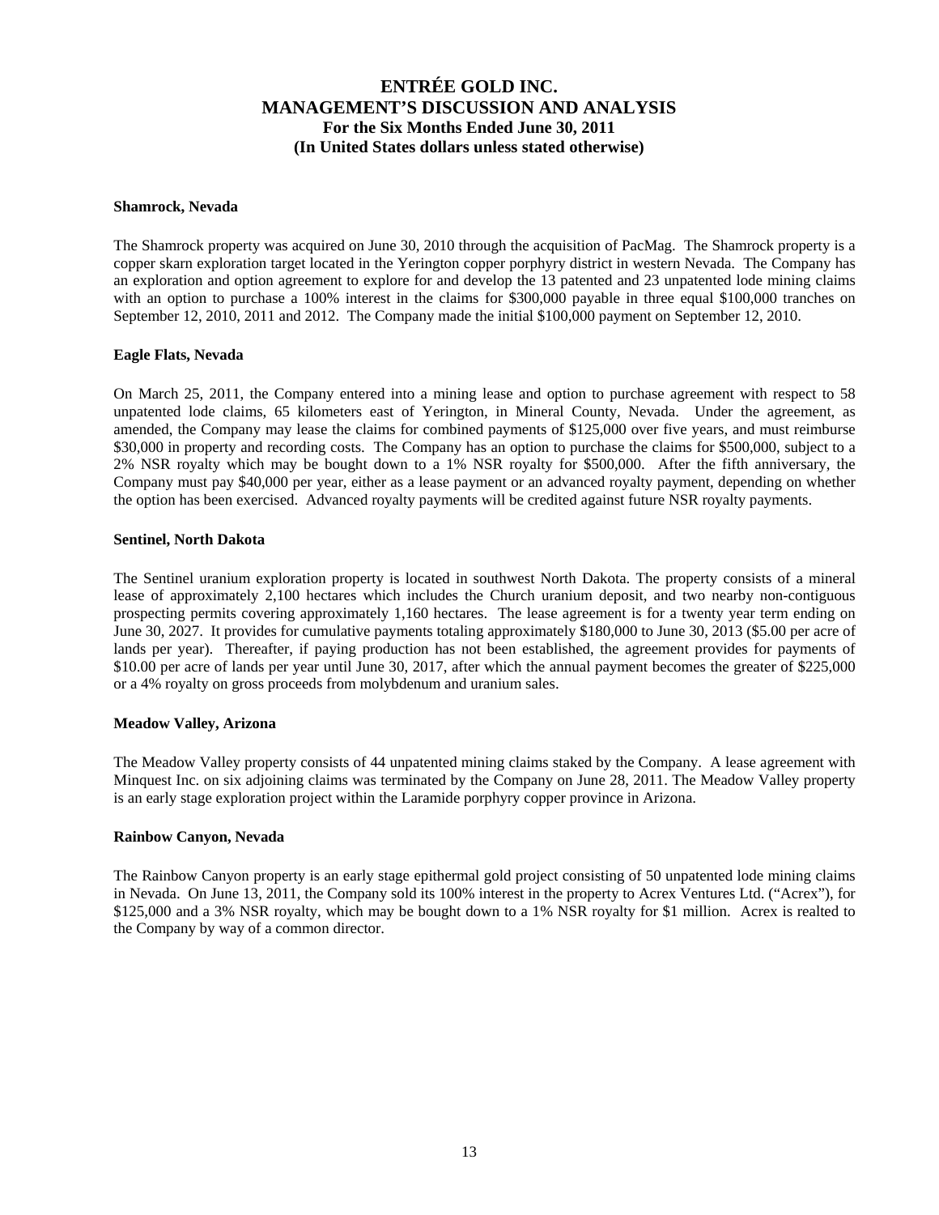**Shamrock, Nevada**

The Shamrock property was acquired on June 30, 2010 through the acquisition of PacMag. The Shamrock property is a copper skarn exploration target located in the Yerington copper porphyry district in western Nevada. The Company has an exploration and option agreement to explore for and develop the 13 patented and 23 unpatented lode mining claims with an option to purchase a 100% interest in the claims for \$300,000 payable in three equal \$100,000 tranches on September 12, 2010, 2011 and 2012. The Company made the initial \$100,000 payment on September 12, 2010.

**Eagle Flats, Nevada**

On March 25, 2011, the Company entered into a mining lease and option to purchase agreement with respect to 58 unpatented lode claims, 65 kilometers east of Yerington, in Mineral County, Nevada. Under the agreement, as amended, the Company may lease the claims for combined payments of \$125,000 over five years, and must reimburse \$30,000 in property and recording costs. The Company has an option to purchase the claims for \$500,000, subject to a 2% NSR royalty which may be bought down to a 1% NSR royalty for \$500,000. After the fifth anniversary, the Company must pay \$40,000 per year, either as a lease payment or an advanced royalty payment, depending on whether the option has been exercised. Advanced royalty payments will be credited against future NSR royalty payments.

**Sentinel, North Dakota**

The Sentinel uranium exploration property is located in southwest North Dakota. The property consists of a mineral lease of approximately 2,100 hectares which includes the Church uranium deposit, and two nearby non-contiguous prospecting permits covering approximately 1,160 hectares. The lease agreement is for a twenty year term ending on June 30, 2027. It provides for cumulative payments totaling approximately \$180,000 to June 30, 2013 (\$5.00 per acre of lands per year). Thereafter, if paying production has not been established, the agreement provides for payments of \$10.00 per acre of lands per year until June 30, 2017, after which the annual payment becomes the greater of \$225,000 or a 4% royalty on gross proceeds from molybdenum and uranium sales.

**Meadow Valley, Arizona**

The Meadow Valley property consists of 44 unpatented mining claims staked by the Company. A lease agreement with Minquest Inc. on six adjoining claims was terminated by the Company on June 28, 2011. The Meadow Valley property is an early stage exploration project within the Laramide porphyry copper province in Arizona.

**Rainbow Canyon, Nevada**

The Rainbow Canyon property is an early stage epithermal gold project consisting of 50 unpatented lode mining claims in Nevada. On June 13, 2011, the Company sold its 100% interest in the property to Acrex Ventures Ltd. ("Acrex"), for \$125,000 and a 3% NSR royalty, which may be bought down to a 1% NSR royalty for \$1 million. Acrex is realted to the Company by way of a common director.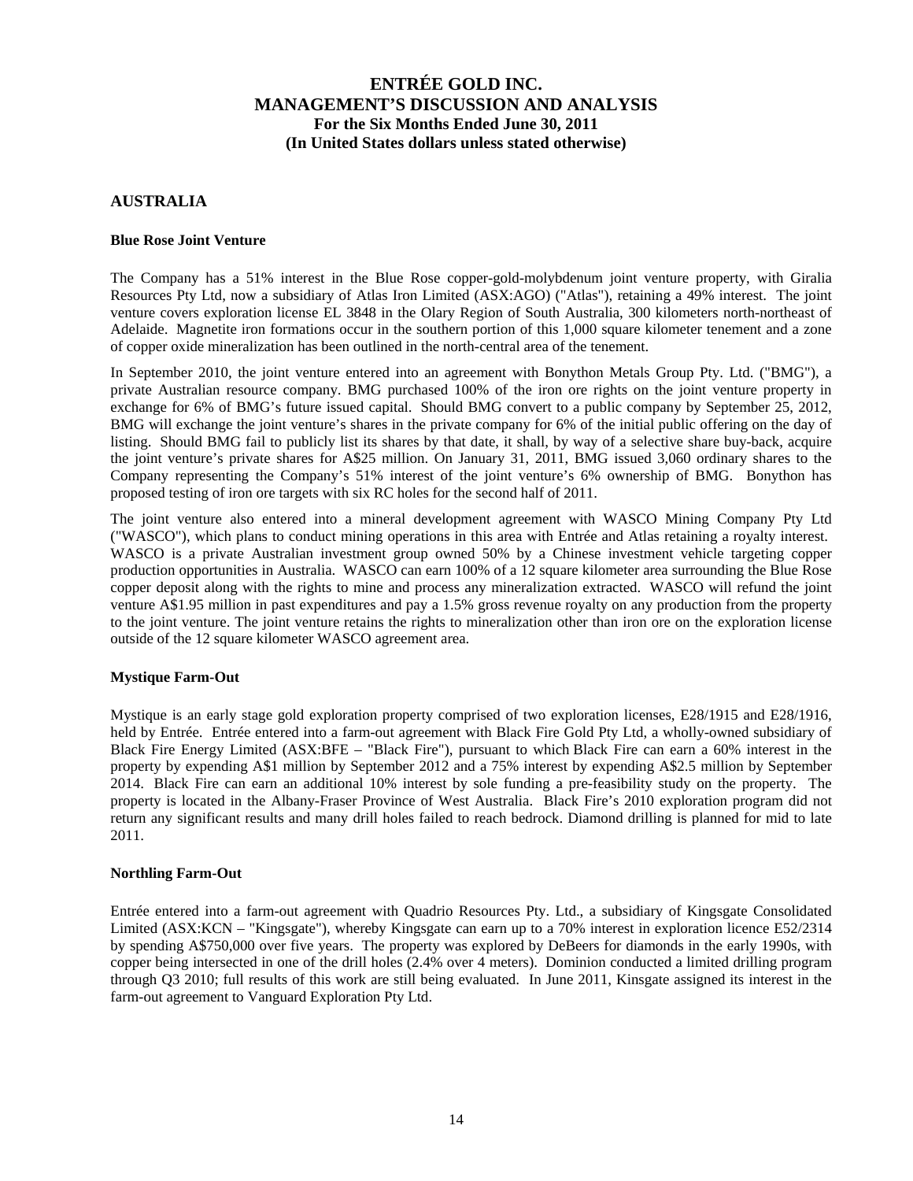## AUSTRALIA

### Blue Rose Joint Venture

The Company has a 51% interest in the Blue Rose copper-gold-molybdenum joint venture property, with Giralia Resources Pty Ltd, now a subsidiary of Atlas Iron Limited (ASX:AGO) ("Atlas"), retaining a 49% interest. The joint venture covers exploration license EL 3848 in the Olary Region of South Australia, 300 kilometers north-northeast of Adelaide. Magnetite iron formations occur in the southern portion of this 1,000 square kilometer tenement and a zone of copper oxide mineralization has been outlined in the north-central area of the tenement.

In September 2010, the joint venture entered into an agreement with Bonython Metals Group Pty. Ltd. ("BMG"), a private Australian resource company. BMG purchased 100% of the iron ore rights on the joint venture property in exchange for 6% of BMG's future issued capital. Should BMG convert to a public company by September 25, 2012, BMG will exchange the joint venture's shares in the private company for 6% of the initial public offering on the day of listing. Should BMG fail to publicly list its shares by that date, it shall, by way of a selective share buy-back, acquire the joint venture's private shares for A$25 million. On January 31, 2011, BMG issued 3,060 ordinary shares to the Company representing the Company's 51% interest of the joint venture's 6% ownership of BMG. Bonython has proposed testing of iron ore targets with six RC holes for the second half of 2011.

The joint venture also entered into a mineral development agreement with WASCO Mining Company Pty Ltd ("WASCO"), which plans to conduct mining operations in this area with Entrée and Atlas retaining a royalty interest. WASCO is a private Australian investment group owned 50% by a Chinese investment vehicle targeting copper production opportunities in Australia. WASCO can earn 100% of a 12 square kilometer area surrounding the Blue Rose copper deposit along with the rights to mine and process any mineralization extracted. WASCO will refund the joint venture A$1.95 million in past expenditures and pay a 1.5% gross revenue royalty on any production from the property to the joint venture. The joint venture retains the rights to mineralization other than iron ore on the exploration license outside of the 12 square kilometer WASCO agreement area.

### Mystique Farm-Out

Mystique is an early stage gold exploration property comprised of two exploration licenses, E28/1915 and E28/1916, held by Entrée. Entrée entered into a farm-out agreement with Black Fire Gold Pty Ltd, a wholly-owned subsidiary of Black Fire Energy Limited (ASX:BFE – "Black Fire"), pursuant to which Black Fire can earn a 60% interest in the property by expending A$1 million by September 2012 and a 75% interest by expending A$2.5 million by September 2014. Black Fire can earn an additional 10% interest by sole funding a pre-feasibility study on the property. The property is located in the Albany-Fraser Province of West Australia. Black Fire's 2010 exploration program did not return any significant results and many drill holes failed to reach bedrock. Diamond drilling is planned for mid to late 2011.

### Northling Farm-Out

Entrée entered into a farm-out agreement with Quadrio Resources Pty. Ltd., a subsidiary of Kingsgate Consolidated Limited (ASX:KCN – "Kingsgate"), whereby Kingsgate can earn up to a 70% interest in exploration licence E52/2314 by spending A$750,000 over five years. The property was explored by DeBeers for diamonds in the early 1990s, with copper being intersected in one of the drill holes (2.4% over 4 meters). Dominion conducted a limited drilling program through Q3 2010; full results of this work are still being evaluated. In June 2011, Kinsgate assigned its interest in the farm-out agreement to Vanguard Exploration Pty Ltd.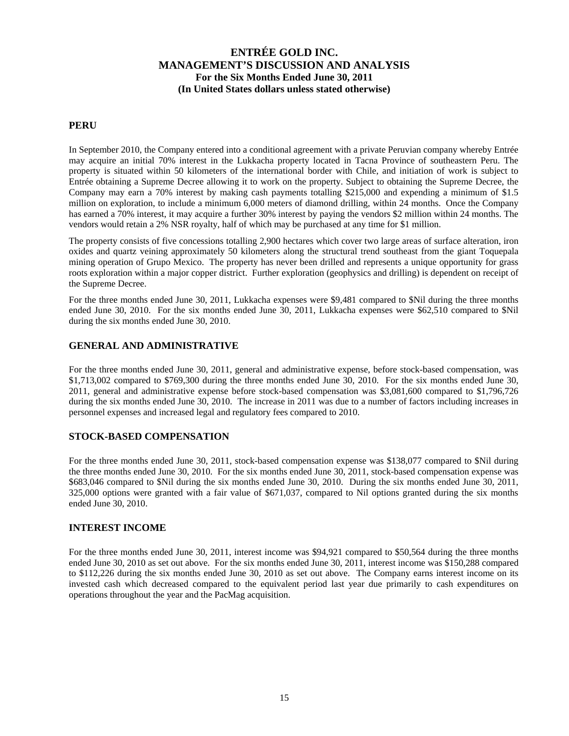## PERU

In September 2010, the Company entered into a conditional agreement with a private Peruvian company whereby Entrée may acquire an initial 70% interest in the Lukkacha property located in Tacna Province of southeastern Peru. The property is situated within 50 kilometers of the international border with Chile, and initiation of work is subject to Entrée obtaining a Supreme Decree allowing it to work on the property. Subject to obtaining the Supreme Decree, the Company may earn a 70% interest by making cash payments totalling \$215,000 and expending a minimum of \$1.5 million on exploration, to include a minimum 6,000 meters of diamond drilling, within 24 months. Once the Company has earned a 70% interest, it may acquire a further 30% interest by paying the vendors \$2 million within 24 months. The vendors would retain a 2% NSR royalty, half of which may be purchased at any time for \$1 million.

The property consists of five concessions totalling 2,900 hectares which cover two large areas of surface alteration, iron oxides and quartz veining approximately 50 kilometers along the structural trend southeast from the giant Toquepala mining operation of Grupo Mexico. The property has never been drilled and represents a unique opportunity for grass roots exploration within a major copper district. Further exploration (geophysics and drilling) is dependent on receipt of the Supreme Decree.

For the three months ended June 30, 2011, Lukkacha expenses were \$9,481 compared to \$Nil during the three months ended June 30, 2010. For the six months ended June 30, 2011, Lukkacha expenses were \$62,510 compared to \$Nil during the six months ended June 30, 2010.

## GENERAL AND ADMINISTRATIVE

For the three months ended June 30, 2011, general and administrative expense, before stock-based compensation, was \$1,713,002 compared to \$769,300 during the three months ended June 30, 2010. For the six months ended June 30, 2011, general and administrative expense before stock-based compensation was \$3,081,600 compared to \$1,796,726 during the six months ended June 30, 2010. The increase in 2011 was due to a number of factors including increases in personnel expenses and increased legal and regulatory fees compared to 2010.

## STOCK-BASED COMPENSATION

For the three months ended June 30, 2011, stock-based compensation expense was \$138,077 compared to \$Nil during the three months ended June 30, 2010. For the six months ended June 30, 2011, stock-based compensation expense was \$683,046 compared to \$Nil during the six months ended June 30, 2010. During the six months ended June 30, 2011, 325,000 options were granted with a fair value of \$671,037, compared to Nil options granted during the six months ended June 30, 2010.

## INTEREST INCOME

For the three months ended June 30, 2011, interest income was \$94,921 compared to \$50,564 during the three months ended June 30, 2010 as set out above. For the six months ended June 30, 2011, interest income was \$150,288 compared to \$112,226 during the six months ended June 30, 2010 as set out above. The Company earns interest income on its invested cash which decreased compared to the equivalent period last year due primarily to cash expenditures on operations throughout the year and the PacMag acquisition.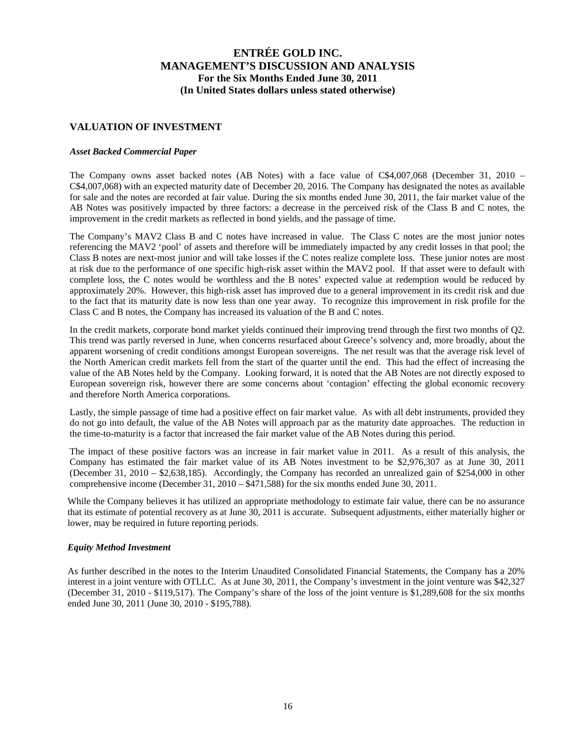## VALUATION OF INVESTMENT

### *Asset Backed Commercial Paper*

The Company owns asset backed notes (AB Notes) with a face value of C$4,007,068 (December 31, 2010 – C$4,007,068) with an expected maturity date of December 20, 2016. The Company has designated the notes as available for sale and the notes are recorded at fair value. During the six months ended June 30, 2011, the fair market value of the AB Notes was positively impacted by three factors: a decrease in the perceived risk of the Class B and C notes, the improvement in the credit markets as reflected in bond yields, and the passage of time.

The Company's MAV2 Class B and C notes have increased in value. The Class C notes are the most junior notes referencing the MAV2 'pool' of assets and therefore will be immediately impacted by any credit losses in that pool; the Class B notes are next-most junior and will take losses if the C notes realize complete loss. These junior notes are most at risk due to the performance of one specific high-risk asset within the MAV2 pool. If that asset were to default with complete loss, the C notes would be worthless and the B notes' expected value at redemption would be reduced by approximately 20%. However, this high-risk asset has improved due to a general improvement in its credit risk and due to the fact that its maturity date is now less than one year away. To recognize this improvement in risk profile for the Class C and B notes, the Company has increased its valuation of the B and C notes.

In the credit markets, corporate bond market yields continued their improving trend through the first two months of Q2. This trend was partly reversed in June, when concerns resurfaced about Greece's solvency and, more broadly, about the apparent worsening of credit conditions amongst European sovereigns. The net result was that the average risk level of the North American credit markets fell from the start of the quarter until the end. This had the effect of increasing the value of the AB Notes held by the Company. Looking forward, it is noted that the AB Notes are not directly exposed to European sovereign risk, however there are some concerns about 'contagion' effecting the global economic recovery and therefore North America corporations.

Lastly, the simple passage of time had a positive effect on fair market value. As with all debt instruments, provided they do not go into default, the value of the AB Notes will approach par as the maturity date approaches. The reduction in the time-to-maturity is a factor that increased the fair market value of the AB Notes during this period.

The impact of these positive factors was an increase in fair market value in 2011. As a result of this analysis, the Company has estimated the fair market value of its AB Notes investment to be $2,976,307 as at June 30, 2011 (December 31, 2010 – $2,638,185). Accordingly, the Company has recorded an unrealized gain of $254,000 in other comprehensive income (December 31, 2010 – $471,588) for the six months ended June 30, 2011.

While the Company believes it has utilized an appropriate methodology to estimate fair value, there can be no assurance that its estimate of potential recovery as at June 30, 2011 is accurate. Subsequent adjustments, either materially higher or lower, may be required in future reporting periods.

### *Equity Method Investment*

As further described in the notes to the Interim Unaudited Consolidated Financial Statements, the Company has a 20% interest in a joint venture with OTLLC. As at June 30, 2011, the Company's investment in the joint venture was $42,327 (December 31, 2010 - $119,517). The Company's share of the loss of the joint venture is $1,289,608 for the six months ended June 30, 2011 (June 30, 2010 - $195,788).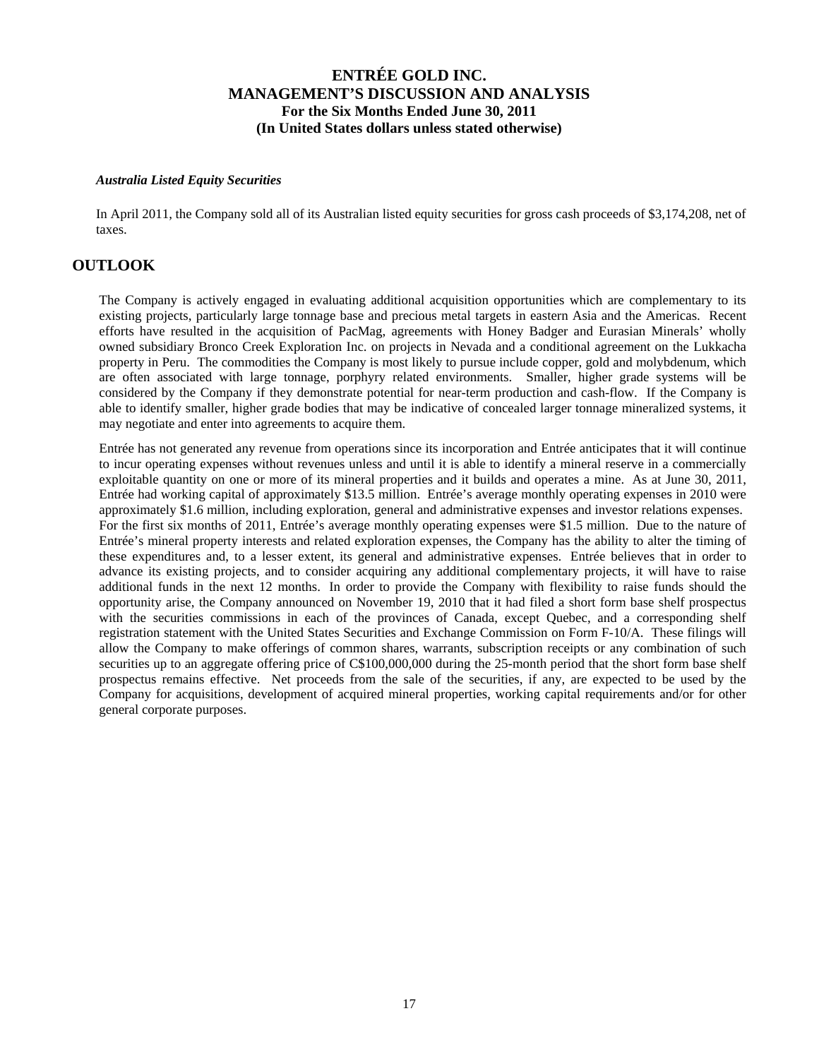*Australia Listed Equity Securities*

In April 2011, the Company sold all of its Australian listed equity securities for gross cash proceeds of $3,174,208, net of taxes.

## OUTLOOK

The Company is actively engaged in evaluating additional acquisition opportunities which are complementary to its existing projects, particularly large tonnage base and precious metal targets in eastern Asia and the Americas. Recent efforts have resulted in the acquisition of PacMag, agreements with Honey Badger and Eurasian Minerals' wholly owned subsidiary Bronco Creek Exploration Inc. on projects in Nevada and a conditional agreement on the Lukkacha property in Peru. The commodities the Company is most likely to pursue include copper, gold and molybdenum, which are often associated with large tonnage, porphyry related environments. Smaller, higher grade systems will be considered by the Company if they demonstrate potential for near-term production and cash-flow. If the Company is able to identify smaller, higher grade bodies that may be indicative of concealed larger tonnage mineralized systems, it may negotiate and enter into agreements to acquire them.

Entrée has not generated any revenue from operations since its incorporation and Entrée anticipates that it will continue to incur operating expenses without revenues unless and until it is able to identify a mineral reserve in a commercially exploitable quantity on one or more of its mineral properties and it builds and operates a mine. As at June 30, 2011, Entrée had working capital of approximately $13.5 million. Entrée's average monthly operating expenses in 2010 were approximately $1.6 million, including exploration, general and administrative expenses and investor relations expenses. For the first six months of 2011, Entrée's average monthly operating expenses were $1.5 million. Due to the nature of Entrée's mineral property interests and related exploration expenses, the Company has the ability to alter the timing of these expenditures and, to a lesser extent, its general and administrative expenses. Entrée believes that in order to advance its existing projects, and to consider acquiring any additional complementary projects, it will have to raise additional funds in the next 12 months. In order to provide the Company with flexibility to raise funds should the opportunity arise, the Company announced on November 19, 2010 that it had filed a short form base shelf prospectus with the securities commissions in each of the provinces of Canada, except Quebec, and a corresponding shelf registration statement with the United States Securities and Exchange Commission on Form F-10/A. These filings will allow the Company to make offerings of common shares, warrants, subscription receipts or any combination of such securities up to an aggregate offering price of C$100,000,000 during the 25-month period that the short form base shelf prospectus remains effective. Net proceeds from the sale of the securities, if any, are expected to be used by the Company for acquisitions, development of acquired mineral properties, working capital requirements and/or for other general corporate purposes.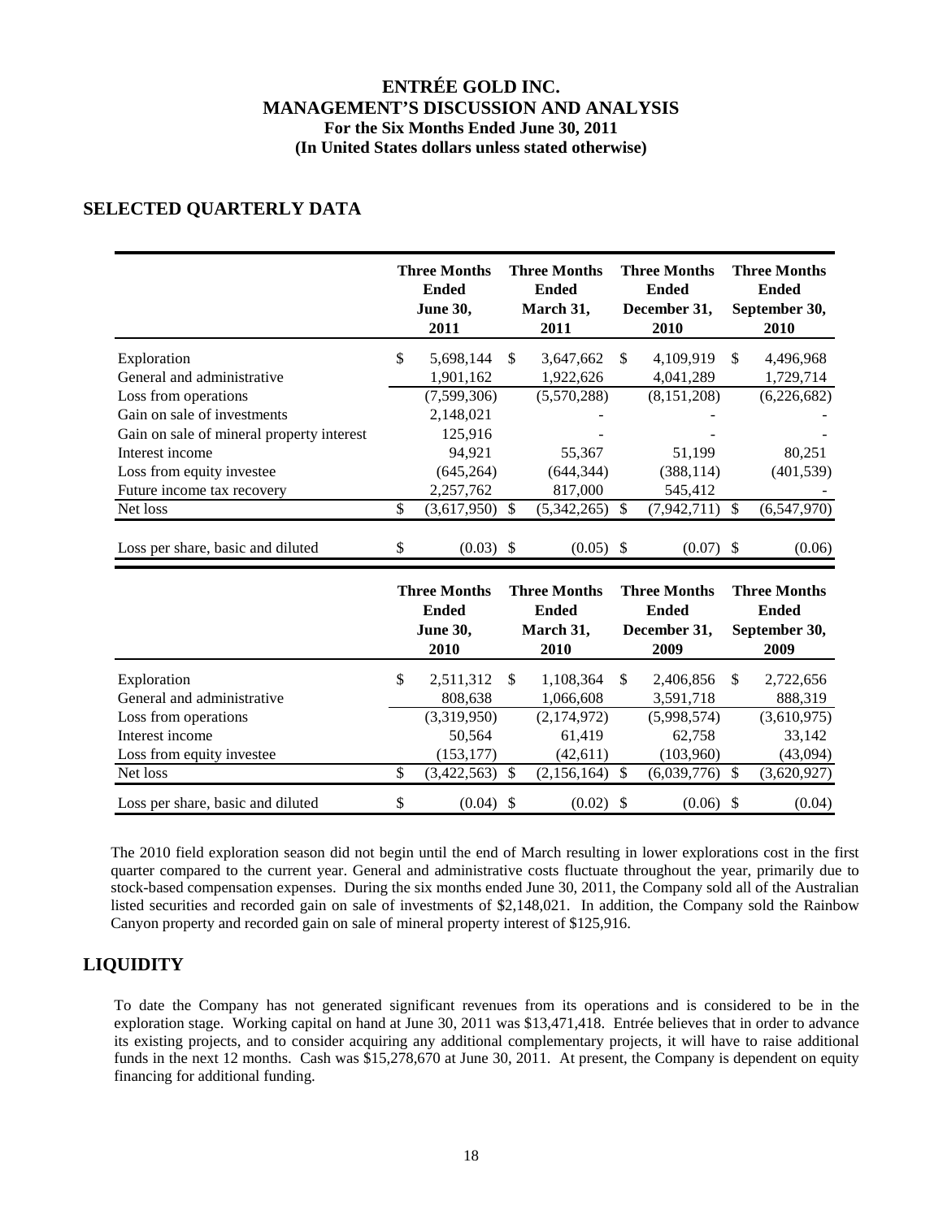# SELECTED QUARTERLY DATA

| | Three Months Ended June 30, 2011 | Three Months Ended March 31, 2011 | Three Months Ended December 31, 2010 | Three Months Ended September 30, 2010 |
|---|---|---|---|---|
| Exploration | $ 5,698,144 | $ 3,647,662 | $ 4,109,919 | $ 4,496,968 |
| General and administrative | 1,901,162 | 1,922,626 | 4,041,289 | 1,729,714 |
| Loss from operations | (7,599,306) | (5,570,288) | (8,151,208) | (6,226,682) |
| Gain on sale of investments | 2,148,021 | - | - | - |
| Gain on sale of mineral property interest | 125,916 | - | - | - |
| Interest income | 94,921 | 55,367 | 51,199 | 80,251 |
| Loss from equity investee | (645,264) | (644,344) | (388,114) | (401,539) |
| Future income tax recovery | 2,257,762 | 817,000 | 545,412 | - |
| Net loss | $ (3,617,950) | $ (5,342,265) | $ (7,942,711) | $ (6,547,970) |
| Loss per share, basic and diluted | $ (0.03) | $ (0.05) | $ (0.07) | $ (0.06) |

| | Three Months Ended June 30, 2010 | Three Months Ended March 31, 2010 | Three Months Ended December 31, 2009 | Three Months Ended September 30, 2009 |
|---|---|---|---|---|
| Exploration | $ 2,511,312 | $ 1,108,364 | $ 2,406,856 | $ 2,722,656 |
| General and administrative | 808,638 | 1,066,608 | 3,591,718 | 888,319 |
| Loss from operations | (3,319,950) | (2,174,972) | (5,998,574) | (3,610,975) |
| Interest income | 50,564 | 61,419 | 62,758 | 33,142 |
| Loss from equity investee | (153,177) | (42,611) | (103,960) | (43,094) |
| Net loss | $ (3,422,563) | $ (2,156,164) | $ (6,039,776) | $ (3,620,927) |
| Loss per share, basic and diluted | $ (0.04) | $ (0.02) | $ (0.06) | $ (0.04) |

The 2010 field exploration season did not begin until the end of March resulting in lower explorations cost in the first quarter compared to the current year. General and administrative costs fluctuate throughout the year, primarily due to stock-based compensation expenses. During the six months ended June 30, 2011, the Company sold all of the Australian listed securities and recorded gain on sale of investments of $2,148,021. In addition, the Company sold the Rainbow Canyon property and recorded gain on sale of mineral property interest of $125,916.

# LIQUIDITY

To date the Company has not generated significant revenues from its operations and is considered to be in the exploration stage. Working capital on hand at June 30, 2011 was $13,471,418. Entrée believes that in order to advance its existing projects, and to consider acquiring any additional complementary projects, it will have to raise additional funds in the next 12 months. Cash was $15,278,670 at June 30, 2011. At present, the Company is dependent on equity financing for additional funding.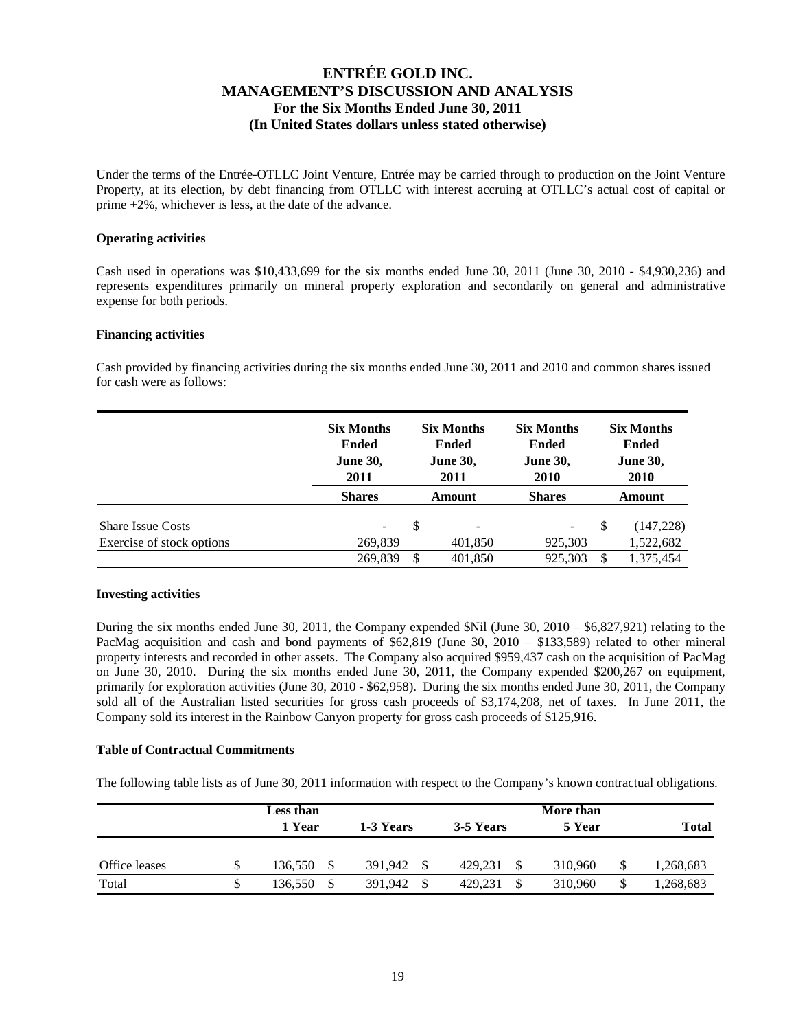Under the terms of the Entrée-OTLLC Joint Venture, Entrée may be carried through to production on the Joint Venture Property, at its election, by debt financing from OTLLC with interest accruing at OTLLC's actual cost of capital or prime +2%, whichever is less, at the date of the advance.

**Operating activities**

Cash used in operations was $10,433,699 for the six months ended June 30, 2011 (June 30, 2010 - $4,930,236) and represents expenditures primarily on mineral property exploration and secondarily on general and administrative expense for both periods.

**Financing activities**

Cash provided by financing activities during the six months ended June 30, 2011 and 2010 and common shares issued for cash were as follows:

| | Six Months Ended June 30, 2011 | Six Months Ended June 30, 2011 | Six Months Ended June 30, 2010 | Six Months Ended June 30, 2010 |
|---|---|---|---|---|
| | **Shares** | **Amount** | **Shares** | **Amount** |
| Share Issue Costs | - | $ - | - | $ (147,228) |
| Exercise of stock options | 269,839 | 401,850 | 925,303 | 1,522,682 |
| | 269,839 | $ 401,850 | 925,303 | $ 1,375,454 |

**Investing activities**

During the six months ended June 30, 2011, the Company expended $Nil (June 30, 2010 – $6,827,921) relating to the PacMag acquisition and cash and bond payments of $62,819 (June 30, 2010 – $133,589) related to other mineral property interests and recorded in other assets. The Company also acquired $959,437 cash on the acquisition of PacMag on June 30, 2010. During the six months ended June 30, 2011, the Company expended $200,267 on equipment, primarily for exploration activities (June 30, 2010 - $62,958). During the six months ended June 30, 2011, the Company sold all of the Australian listed securities for gross cash proceeds of $3,174,208, net of taxes. In June 2011, the Company sold its interest in the Rainbow Canyon property for gross cash proceeds of $125,916.

**Table of Contractual Commitments**

The following table lists as of June 30, 2011 information with respect to the Company's known contractual obligations.

| | Less than 1 Year | 1-3 Years | 3-5 Years | More than 5 Year | Total |
|---|---|---|---|---|---|
| Office leases | $ 136,550 | $ 391,942 | $ 429,231 | $ 310,960 | $ 1,268,683 |
| Total | $ 136,550 | $ 391,942 | $ 429,231 | $ 310,960 | $ 1,268,683 |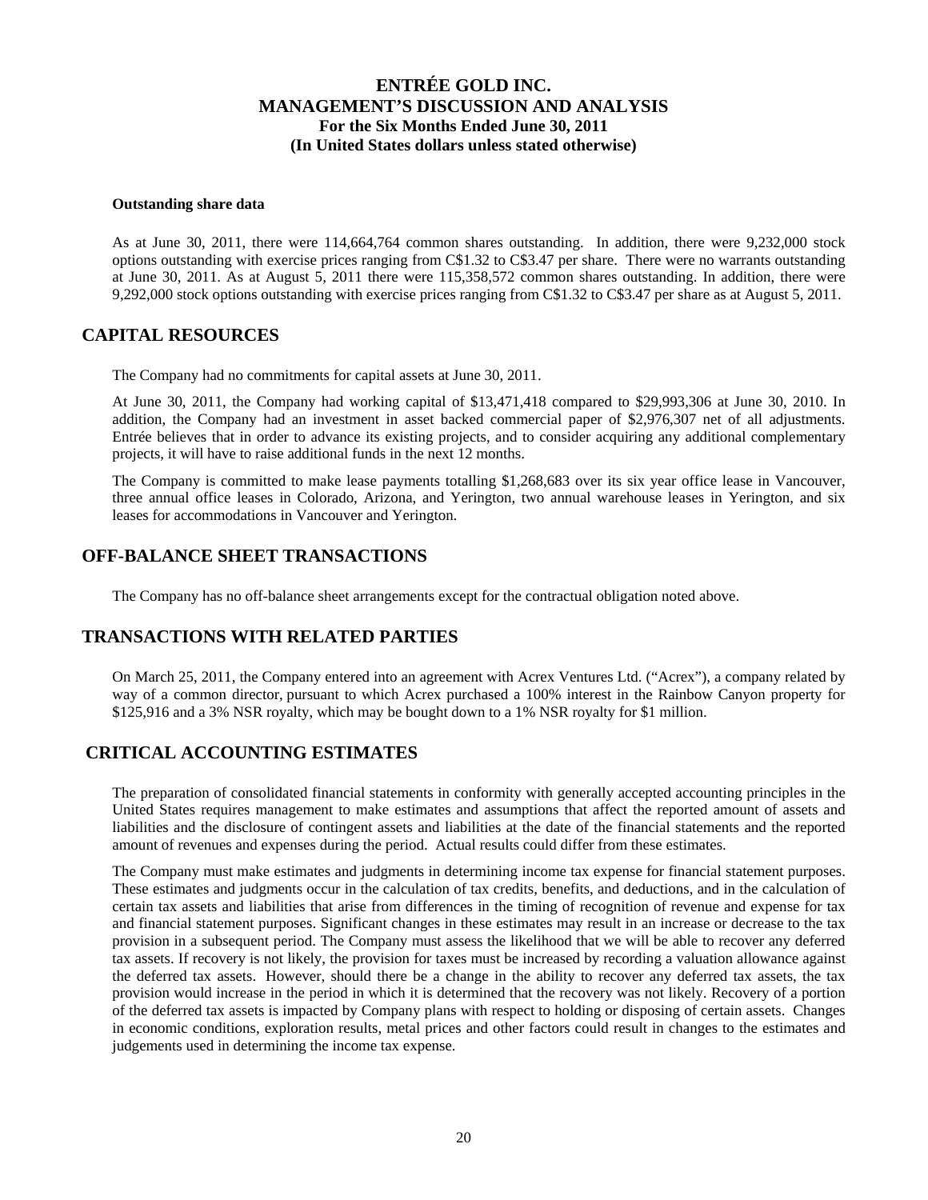#### Outstanding share data

As at June 30, 2011, there were 114,664,764 common shares outstanding. In addition, there were 9,232,000 stock options outstanding with exercise prices ranging from C$1.32 to C$3.47 per share. There were no warrants outstanding at June 30, 2011. As at August 5, 2011 there were 115,358,572 common shares outstanding. In addition, there were 9,292,000 stock options outstanding with exercise prices ranging from C$1.32 to C$3.47 per share as at August 5, 2011.

## CAPITAL RESOURCES

The Company had no commitments for capital assets at June 30, 2011.

At June 30, 2011, the Company had working capital of $13,471,418 compared to $29,993,306 at June 30, 2010. In addition, the Company had an investment in asset backed commercial paper of $2,976,307 net of all adjustments. Entrée believes that in order to advance its existing projects, and to consider acquiring any additional complementary projects, it will have to raise additional funds in the next 12 months.

The Company is committed to make lease payments totalling $1,268,683 over its six year office lease in Vancouver, three annual office leases in Colorado, Arizona, and Yerington, two annual warehouse leases in Yerington, and six leases for accommodations in Vancouver and Yerington.

## OFF-BALANCE SHEET TRANSACTIONS

The Company has no off-balance sheet arrangements except for the contractual obligation noted above.

## TRANSACTIONS WITH RELATED PARTIES

On March 25, 2011, the Company entered into an agreement with Acrex Ventures Ltd. ("Acrex"), a company related by way of a common director, pursuant to which Acrex purchased a 100% interest in the Rainbow Canyon property for $125,916 and a 3% NSR royalty, which may be bought down to a 1% NSR royalty for $1 million.

## CRITICAL ACCOUNTING ESTIMATES

The preparation of consolidated financial statements in conformity with generally accepted accounting principles in the United States requires management to make estimates and assumptions that affect the reported amount of assets and liabilities and the disclosure of contingent assets and liabilities at the date of the financial statements and the reported amount of revenues and expenses during the period. Actual results could differ from these estimates.

The Company must make estimates and judgments in determining income tax expense for financial statement purposes. These estimates and judgments occur in the calculation of tax credits, benefits, and deductions, and in the calculation of certain tax assets and liabilities that arise from differences in the timing of recognition of revenue and expense for tax and financial statement purposes. Significant changes in these estimates may result in an increase or decrease to the tax provision in a subsequent period. The Company must assess the likelihood that we will be able to recover any deferred tax assets. If recovery is not likely, the provision for taxes must be increased by recording a valuation allowance against the deferred tax assets. However, should there be a change in the ability to recover any deferred tax assets, the tax provision would increase in the period in which it is determined that the recovery was not likely. Recovery of a portion of the deferred tax assets is impacted by Company plans with respect to holding or disposing of certain assets. Changes in economic conditions, exploration results, metal prices and other factors could result in changes to the estimates and judgements used in determining the income tax expense.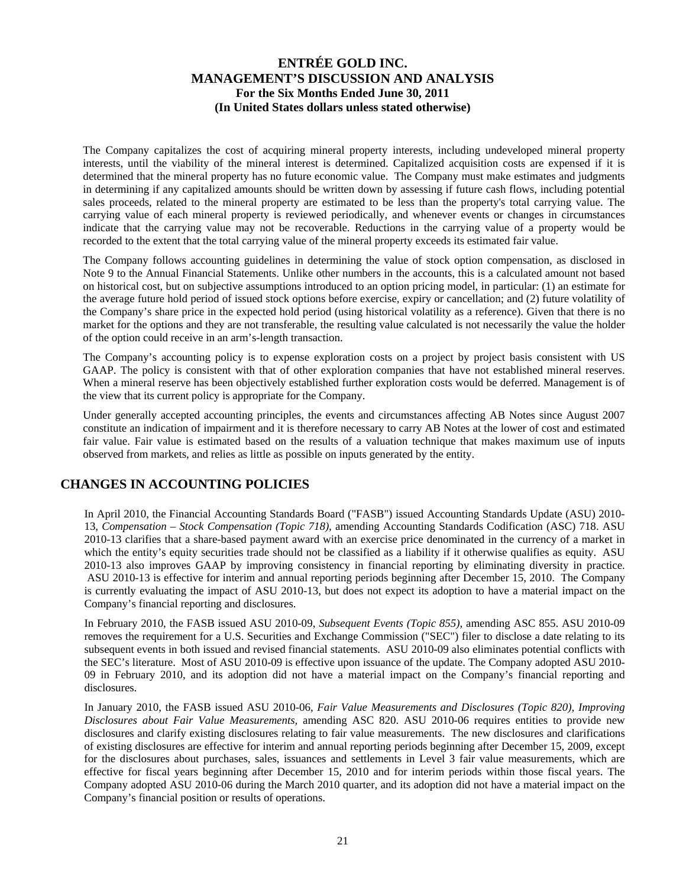The Company capitalizes the cost of acquiring mineral property interests, including undeveloped mineral property interests, until the viability of the mineral interest is determined. Capitalized acquisition costs are expensed if it is determined that the mineral property has no future economic value. The Company must make estimates and judgments in determining if any capitalized amounts should be written down by assessing if future cash flows, including potential sales proceeds, related to the mineral property are estimated to be less than the property's total carrying value. The carrying value of each mineral property is reviewed periodically, and whenever events or changes in circumstances indicate that the carrying value may not be recoverable. Reductions in the carrying value of a property would be recorded to the extent that the total carrying value of the mineral property exceeds its estimated fair value.

The Company follows accounting guidelines in determining the value of stock option compensation, as disclosed in Note 9 to the Annual Financial Statements. Unlike other numbers in the accounts, this is a calculated amount not based on historical cost, but on subjective assumptions introduced to an option pricing model, in particular: (1) an estimate for the average future hold period of issued stock options before exercise, expiry or cancellation; and (2) future volatility of the Company's share price in the expected hold period (using historical volatility as a reference). Given that there is no market for the options and they are not transferable, the resulting value calculated is not necessarily the value the holder of the option could receive in an arm's-length transaction.

The Company's accounting policy is to expense exploration costs on a project by project basis consistent with US GAAP. The policy is consistent with that of other exploration companies that have not established mineral reserves. When a mineral reserve has been objectively established further exploration costs would be deferred. Management is of the view that its current policy is appropriate for the Company.

Under generally accepted accounting principles, the events and circumstances affecting AB Notes since August 2007 constitute an indication of impairment and it is therefore necessary to carry AB Notes at the lower of cost and estimated fair value. Fair value is estimated based on the results of a valuation technique that makes maximum use of inputs observed from markets, and relies as little as possible on inputs generated by the entity.

## CHANGES IN ACCOUNTING POLICIES

In April 2010, the Financial Accounting Standards Board ("FASB") issued Accounting Standards Update (ASU) 2010-13, *Compensation – Stock Compensation (Topic 718),* amending Accounting Standards Codification (ASC) 718. ASU 2010-13 clarifies that a share-based payment award with an exercise price denominated in the currency of a market in which the entity's equity securities trade should not be classified as a liability if it otherwise qualifies as equity. ASU 2010-13 also improves GAAP by improving consistency in financial reporting by eliminating diversity in practice. ASU 2010-13 is effective for interim and annual reporting periods beginning after December 15, 2010. The Company is currently evaluating the impact of ASU 2010-13, but does not expect its adoption to have a material impact on the Company's financial reporting and disclosures.

In February 2010, the FASB issued ASU 2010-09, *Subsequent Events (Topic 855),* amending ASC 855. ASU 2010-09 removes the requirement for a U.S. Securities and Exchange Commission ("SEC") filer to disclose a date relating to its subsequent events in both issued and revised financial statements. ASU 2010-09 also eliminates potential conflicts with the SEC's literature. Most of ASU 2010-09 is effective upon issuance of the update. The Company adopted ASU 2010-09 in February 2010, and its adoption did not have a material impact on the Company's financial reporting and disclosures.

In January 2010, the FASB issued ASU 2010-06, *Fair Value Measurements and Disclosures (Topic 820), Improving Disclosures about Fair Value Measurements,* amending ASC 820. ASU 2010-06 requires entities to provide new disclosures and clarify existing disclosures relating to fair value measurements. The new disclosures and clarifications of existing disclosures are effective for interim and annual reporting periods beginning after December 15, 2009, except for the disclosures about purchases, sales, issuances and settlements in Level 3 fair value measurements, which are effective for fiscal years beginning after December 15, 2010 and for interim periods within those fiscal years. The Company adopted ASU 2010-06 during the March 2010 quarter, and its adoption did not have a material impact on the Company's financial position or results of operations.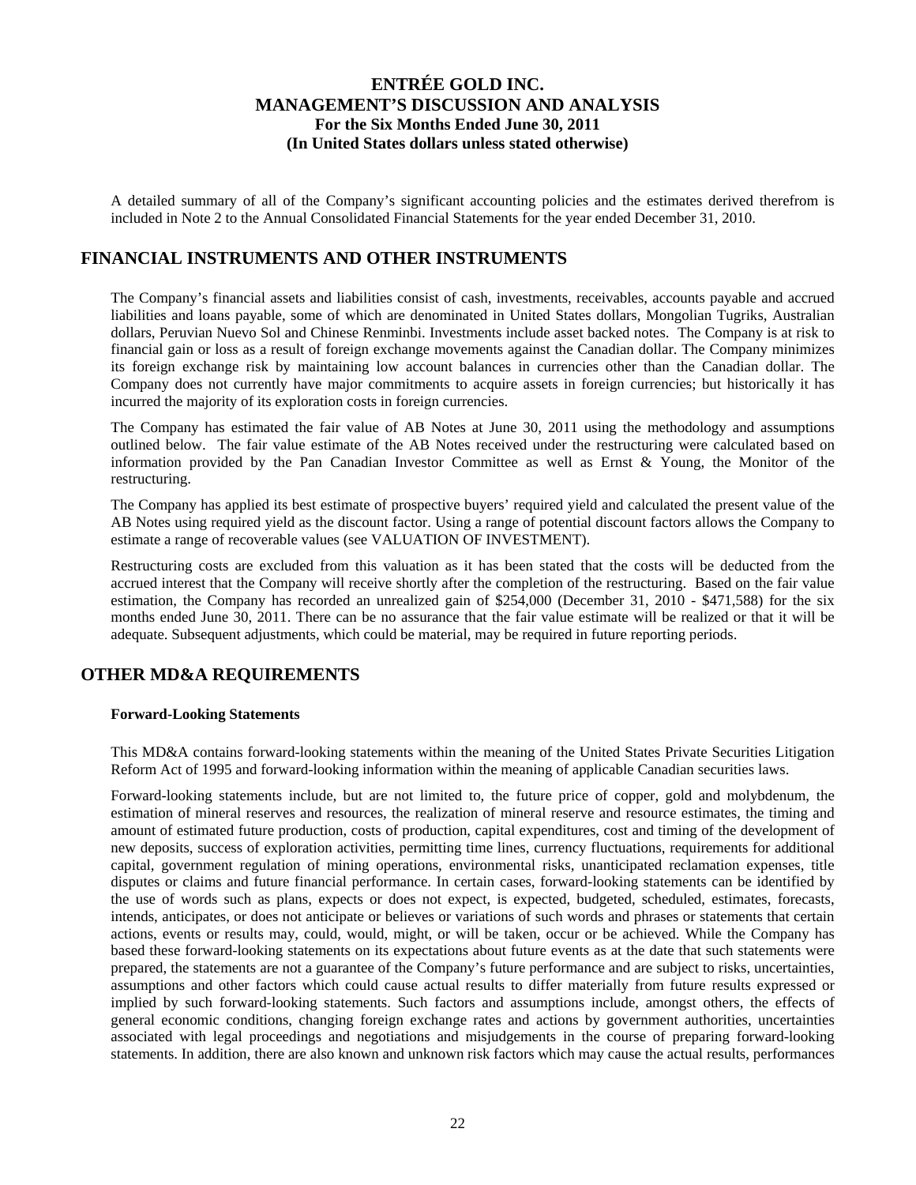A detailed summary of all of the Company's significant accounting policies and the estimates derived therefrom is included in Note 2 to the Annual Consolidated Financial Statements for the year ended December 31, 2010.

## FINANCIAL INSTRUMENTS AND OTHER INSTRUMENTS

The Company's financial assets and liabilities consist of cash, investments, receivables, accounts payable and accrued liabilities and loans payable, some of which are denominated in United States dollars, Mongolian Tugriks, Australian dollars, Peruvian Nuevo Sol and Chinese Renminbi. Investments include asset backed notes. The Company is at risk to financial gain or loss as a result of foreign exchange movements against the Canadian dollar. The Company minimizes its foreign exchange risk by maintaining low account balances in currencies other than the Canadian dollar. The Company does not currently have major commitments to acquire assets in foreign currencies; but historically it has incurred the majority of its exploration costs in foreign currencies.

The Company has estimated the fair value of AB Notes at June 30, 2011 using the methodology and assumptions outlined below. The fair value estimate of the AB Notes received under the restructuring were calculated based on information provided by the Pan Canadian Investor Committee as well as Ernst & Young, the Monitor of the restructuring.

The Company has applied its best estimate of prospective buyers' required yield and calculated the present value of the AB Notes using required yield as the discount factor. Using a range of potential discount factors allows the Company to estimate a range of recoverable values (see VALUATION OF INVESTMENT).

Restructuring costs are excluded from this valuation as it has been stated that the costs will be deducted from the accrued interest that the Company will receive shortly after the completion of the restructuring. Based on the fair value estimation, the Company has recorded an unrealized gain of $254,000 (December 31, 2010 - $471,588) for the six months ended June 30, 2011. There can be no assurance that the fair value estimate will be realized or that it will be adequate. Subsequent adjustments, which could be material, may be required in future reporting periods.

## OTHER MD&A REQUIREMENTS

### Forward-Looking Statements

This MD&A contains forward-looking statements within the meaning of the United States Private Securities Litigation Reform Act of 1995 and forward-looking information within the meaning of applicable Canadian securities laws.

Forward-looking statements include, but are not limited to, the future price of copper, gold and molybdenum, the estimation of mineral reserves and resources, the realization of mineral reserve and resource estimates, the timing and amount of estimated future production, costs of production, capital expenditures, cost and timing of the development of new deposits, success of exploration activities, permitting time lines, currency fluctuations, requirements for additional capital, government regulation of mining operations, environmental risks, unanticipated reclamation expenses, title disputes or claims and future financial performance. In certain cases, forward-looking statements can be identified by the use of words such as plans, expects or does not expect, is expected, budgeted, scheduled, estimates, forecasts, intends, anticipates, or does not anticipate or believes or variations of such words and phrases or statements that certain actions, events or results may, could, would, might, or will be taken, occur or be achieved. While the Company has based these forward-looking statements on its expectations about future events as at the date that such statements were prepared, the statements are not a guarantee of the Company's future performance and are subject to risks, uncertainties, assumptions and other factors which could cause actual results to differ materially from future results expressed or implied by such forward-looking statements. Such factors and assumptions include, amongst others, the effects of general economic conditions, changing foreign exchange rates and actions by government authorities, uncertainties associated with legal proceedings and negotiations and misjudgements in the course of preparing forward-looking statements. In addition, there are also known and unknown risk factors which may cause the actual results, performances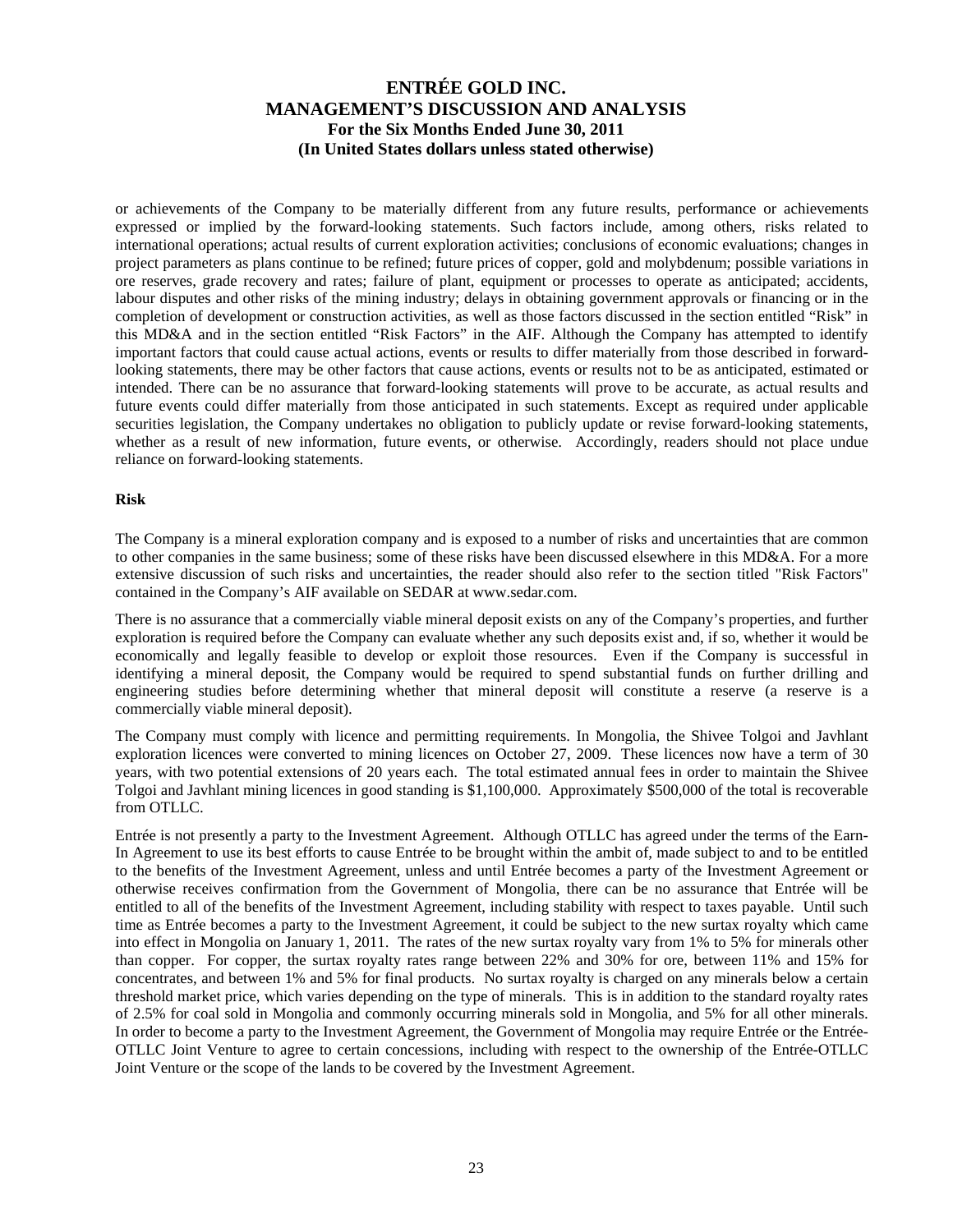or achievements of the Company to be materially different from any future results, performance or achievements expressed or implied by the forward-looking statements. Such factors include, among others, risks related to international operations; actual results of current exploration activities; conclusions of economic evaluations; changes in project parameters as plans continue to be refined; future prices of copper, gold and molybdenum; possible variations in ore reserves, grade recovery and rates; failure of plant, equipment or processes to operate as anticipated; accidents, labour disputes and other risks of the mining industry; delays in obtaining government approvals or financing or in the completion of development or construction activities, as well as those factors discussed in the section entitled "Risk" in this MD&A and in the section entitled "Risk Factors" in the AIF. Although the Company has attempted to identify important factors that could cause actual actions, events or results to differ materially from those described in forward-looking statements, there may be other factors that cause actions, events or results not to be as anticipated, estimated or intended. There can be no assurance that forward-looking statements will prove to be accurate, as actual results and future events could differ materially from those anticipated in such statements. Except as required under applicable securities legislation, the Company undertakes no obligation to publicly update or revise forward-looking statements, whether as a result of new information, future events, or otherwise. Accordingly, readers should not place undue reliance on forward-looking statements.

**Risk**

The Company is a mineral exploration company and is exposed to a number of risks and uncertainties that are common to other companies in the same business; some of these risks have been discussed elsewhere in this MD&A. For a more extensive discussion of such risks and uncertainties, the reader should also refer to the section titled "Risk Factors" contained in the Company's AIF available on SEDAR at www.sedar.com.

There is no assurance that a commercially viable mineral deposit exists on any of the Company's properties, and further exploration is required before the Company can evaluate whether any such deposits exist and, if so, whether it would be economically and legally feasible to develop or exploit those resources. Even if the Company is successful in identifying a mineral deposit, the Company would be required to spend substantial funds on further drilling and engineering studies before determining whether that mineral deposit will constitute a reserve (a reserve is a commercially viable mineral deposit).

The Company must comply with licence and permitting requirements. In Mongolia, the Shivee Tolgoi and Javhlant exploration licences were converted to mining licences on October 27, 2009. These licences now have a term of 30 years, with two potential extensions of 20 years each. The total estimated annual fees in order to maintain the Shivee Tolgoi and Javhlant mining licences in good standing is $1,100,000. Approximately $500,000 of the total is recoverable from OTLLC.

Entrée is not presently a party to the Investment Agreement. Although OTLLC has agreed under the terms of the Earn-In Agreement to use its best efforts to cause Entrée to be brought within the ambit of, made subject to and to be entitled to the benefits of the Investment Agreement, unless and until Entrée becomes a party of the Investment Agreement or otherwise receives confirmation from the Government of Mongolia, there can be no assurance that Entrée will be entitled to all of the benefits of the Investment Agreement, including stability with respect to taxes payable. Until such time as Entrée becomes a party to the Investment Agreement, it could be subject to the new surtax royalty which came into effect in Mongolia on January 1, 2011. The rates of the new surtax royalty vary from 1% to 5% for minerals other than copper. For copper, the surtax royalty rates range between 22% and 30% for ore, between 11% and 15% for concentrates, and between 1% and 5% for final products. No surtax royalty is charged on any minerals below a certain threshold market price, which varies depending on the type of minerals. This is in addition to the standard royalty rates of 2.5% for coal sold in Mongolia and commonly occurring minerals sold in Mongolia, and 5% for all other minerals. In order to become a party to the Investment Agreement, the Government of Mongolia may require Entrée or the Entrée-OTLLC Joint Venture to agree to certain concessions, including with respect to the ownership of the Entrée-OTLLC Joint Venture or the scope of the lands to be covered by the Investment Agreement.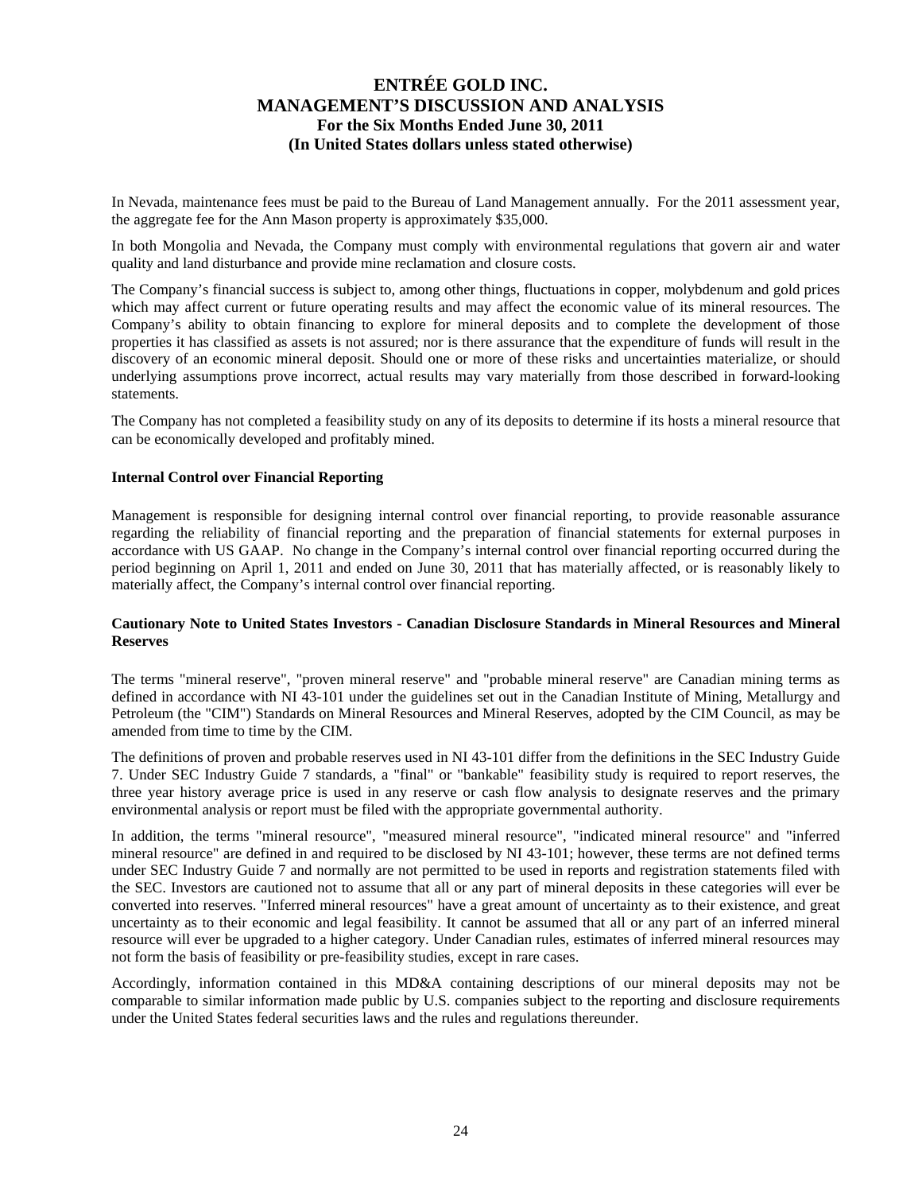In Nevada, maintenance fees must be paid to the Bureau of Land Management annually. For the 2011 assessment year, the aggregate fee for the Ann Mason property is approximately $35,000.

In both Mongolia and Nevada, the Company must comply with environmental regulations that govern air and water quality and land disturbance and provide mine reclamation and closure costs.

The Company's financial success is subject to, among other things, fluctuations in copper, molybdenum and gold prices which may affect current or future operating results and may affect the economic value of its mineral resources. The Company's ability to obtain financing to explore for mineral deposits and to complete the development of those properties it has classified as assets is not assured; nor is there assurance that the expenditure of funds will result in the discovery of an economic mineral deposit. Should one or more of these risks and uncertainties materialize, or should underlying assumptions prove incorrect, actual results may vary materially from those described in forward-looking statements.

The Company has not completed a feasibility study on any of its deposits to determine if its hosts a mineral resource that can be economically developed and profitably mined.

**Internal Control over Financial Reporting**

Management is responsible for designing internal control over financial reporting, to provide reasonable assurance regarding the reliability of financial reporting and the preparation of financial statements for external purposes in accordance with US GAAP. No change in the Company's internal control over financial reporting occurred during the period beginning on April 1, 2011 and ended on June 30, 2011 that has materially affected, or is reasonably likely to materially affect, the Company's internal control over financial reporting.

**Cautionary Note to United States Investors - Canadian Disclosure Standards in Mineral Resources and Mineral Reserves**

The terms "mineral reserve", "proven mineral reserve" and "probable mineral reserve" are Canadian mining terms as defined in accordance with NI 43-101 under the guidelines set out in the Canadian Institute of Mining, Metallurgy and Petroleum (the "CIM") Standards on Mineral Resources and Mineral Reserves, adopted by the CIM Council, as may be amended from time to time by the CIM.

The definitions of proven and probable reserves used in NI 43-101 differ from the definitions in the SEC Industry Guide 7. Under SEC Industry Guide 7 standards, a "final" or "bankable" feasibility study is required to report reserves, the three year history average price is used in any reserve or cash flow analysis to designate reserves and the primary environmental analysis or report must be filed with the appropriate governmental authority.

In addition, the terms "mineral resource", "measured mineral resource", "indicated mineral resource" and "inferred mineral resource" are defined in and required to be disclosed by NI 43-101; however, these terms are not defined terms under SEC Industry Guide 7 and normally are not permitted to be used in reports and registration statements filed with the SEC. Investors are cautioned not to assume that all or any part of mineral deposits in these categories will ever be converted into reserves. "Inferred mineral resources" have a great amount of uncertainty as to their existence, and great uncertainty as to their economic and legal feasibility. It cannot be assumed that all or any part of an inferred mineral resource will ever be upgraded to a higher category. Under Canadian rules, estimates of inferred mineral resources may not form the basis of feasibility or pre-feasibility studies, except in rare cases.

Accordingly, information contained in this MD&A containing descriptions of our mineral deposits may not be comparable to similar information made public by U.S. companies subject to the reporting and disclosure requirements under the United States federal securities laws and the rules and regulations thereunder.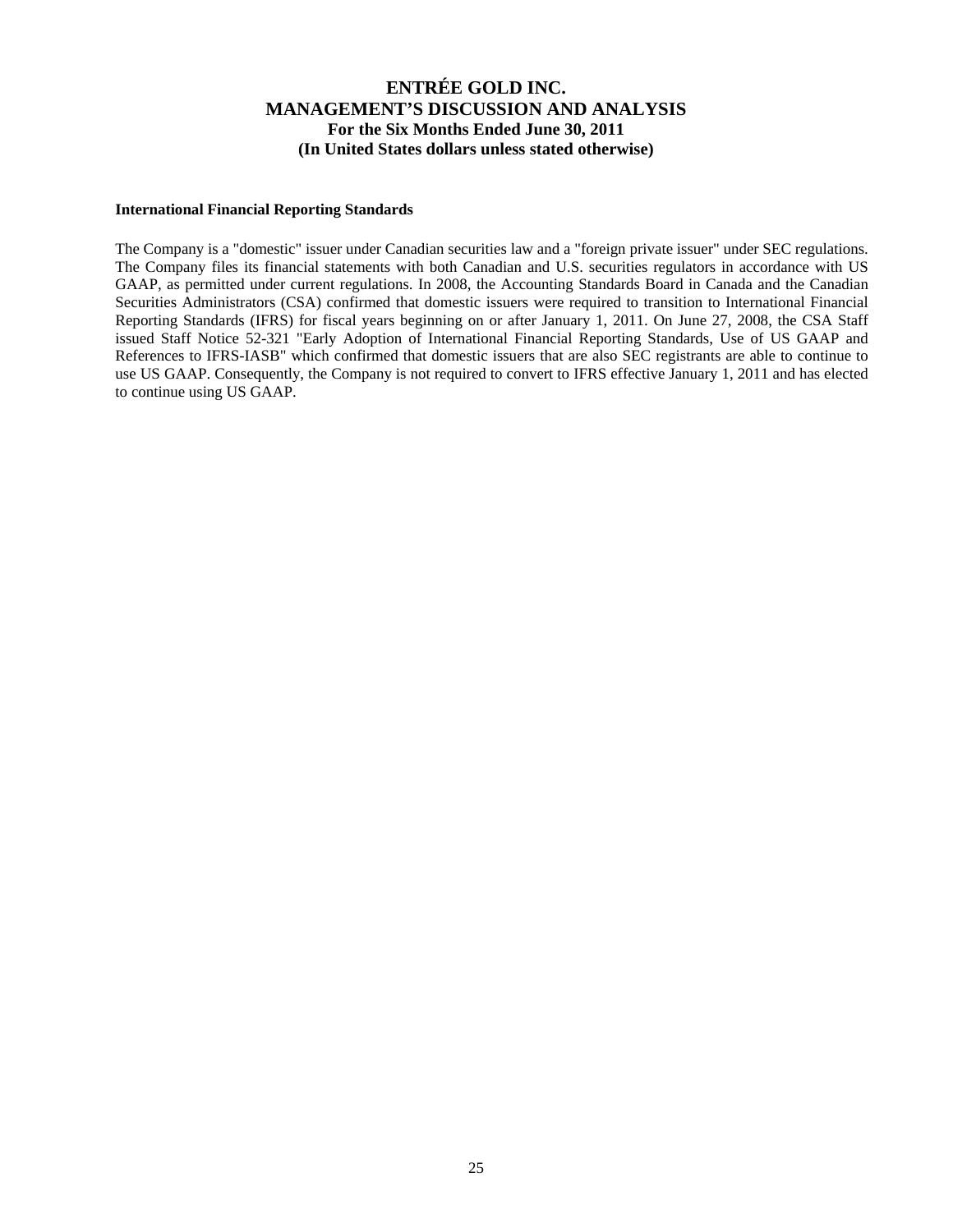**International Financial Reporting Standards**

The Company is a "domestic" issuer under Canadian securities law and a "foreign private issuer" under SEC regulations. The Company files its financial statements with both Canadian and U.S. securities regulators in accordance with US GAAP, as permitted under current regulations. In 2008, the Accounting Standards Board in Canada and the Canadian Securities Administrators (CSA) confirmed that domestic issuers were required to transition to International Financial Reporting Standards (IFRS) for fiscal years beginning on or after January 1, 2011. On June 27, 2008, the CSA Staff issued Staff Notice 52-321 "Early Adoption of International Financial Reporting Standards, Use of US GAAP and References to IFRS-IASB" which confirmed that domestic issuers that are also SEC registrants are able to continue to use US GAAP. Consequently, the Company is not required to convert to IFRS effective January 1, 2011 and has elected to continue using US GAAP.